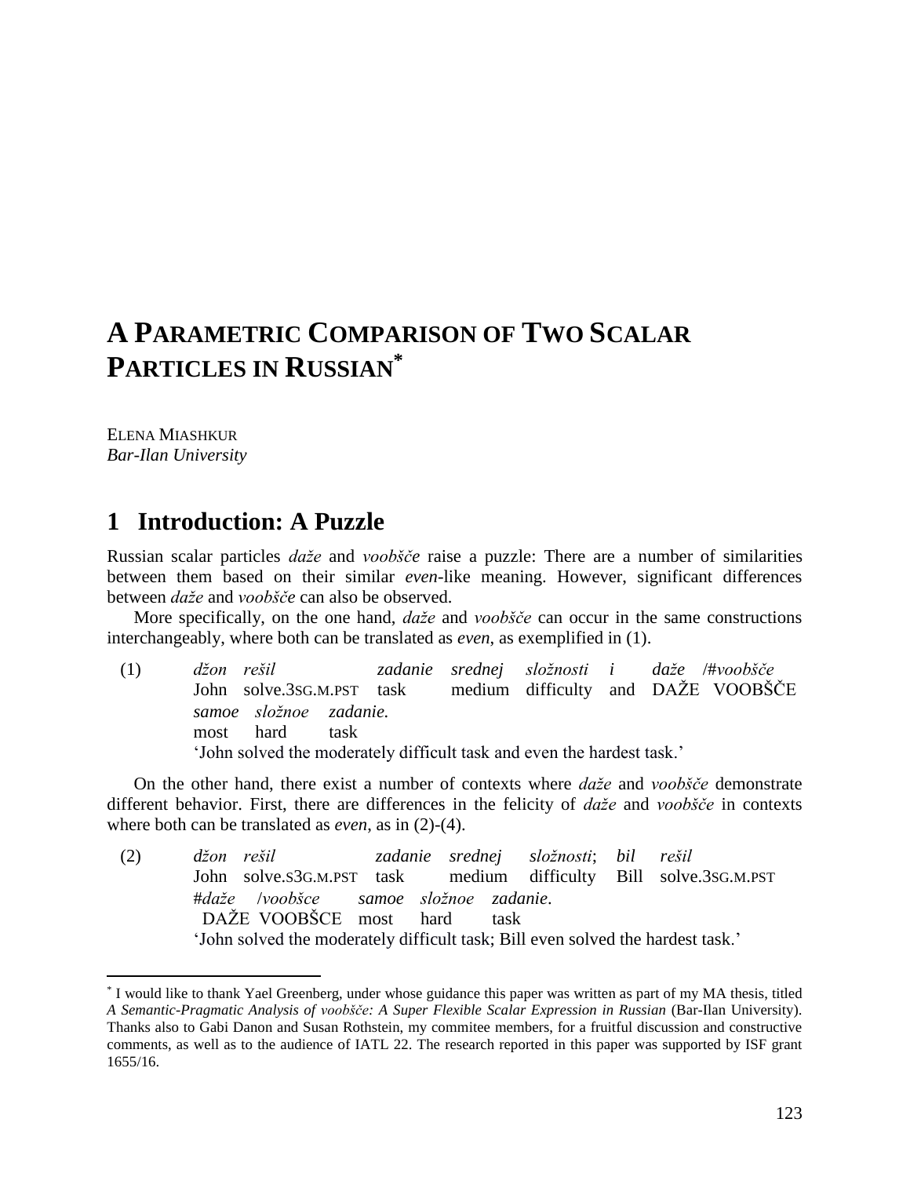# A PARAMETRIC COMPARISON OF TWO SCALAR PARTICLES IN RUSSIAN*

ELENA MIASHKUR
*Bar-Ilan University*

## 1 Introduction: A Puzzle

Russian scalar particles *daže* and *voobšče* raise a puzzle: There are a number of similarities between them based on their similar *even*-like meaning. However, significant differences between *daže* and *voobšče* can also be observed.

More specifically, on the one hand, *daže* and *voobšče* can occur in the same constructions interchangeably, where both can be translated as *even*, as exemplified in (1).

(1) *džon rešil zadanie srednej složnosti i daže* /#*voobšče*
John solve.3SG.M.PST task medium difficulty and DAŽE VOOBŠČE
*samoe složnoe zadanie.*
most hard task
'John solved the moderately difficult task and even the hardest task.'

On the other hand, there exist a number of contexts where *daže* and *voobšče* demonstrate different behavior. First, there are differences in the felicity of *daže* and *voobšče* in contexts where both can be translated as *even*, as in (2)-(4).

(2) *džon rešil zadanie srednej složnosti*; *bil rešil*
John solve.S3G.M.PST task medium difficulty Bill solve.3SG.M.PST
#*daže* /*voobšce samoe složnoe zadanie*.
DAŽE VOOBŠCE most hard task
'John solved the moderately difficult task; Bill even solved the hardest task.'

---

\* I would like to thank Yael Greenberg, under whose guidance this paper was written as part of my MA thesis, titled *A Semantic-Pragmatic Analysis of voobšče: A Super Flexible Scalar Expression in Russian* (Bar-Ilan University). Thanks also to Gabi Danon and Susan Rothstein, my commitee members, for a fruitful discussion and constructive comments, as well as to the audience of IATL 22. The research reported in this paper was supported by ISF grant 1655/16.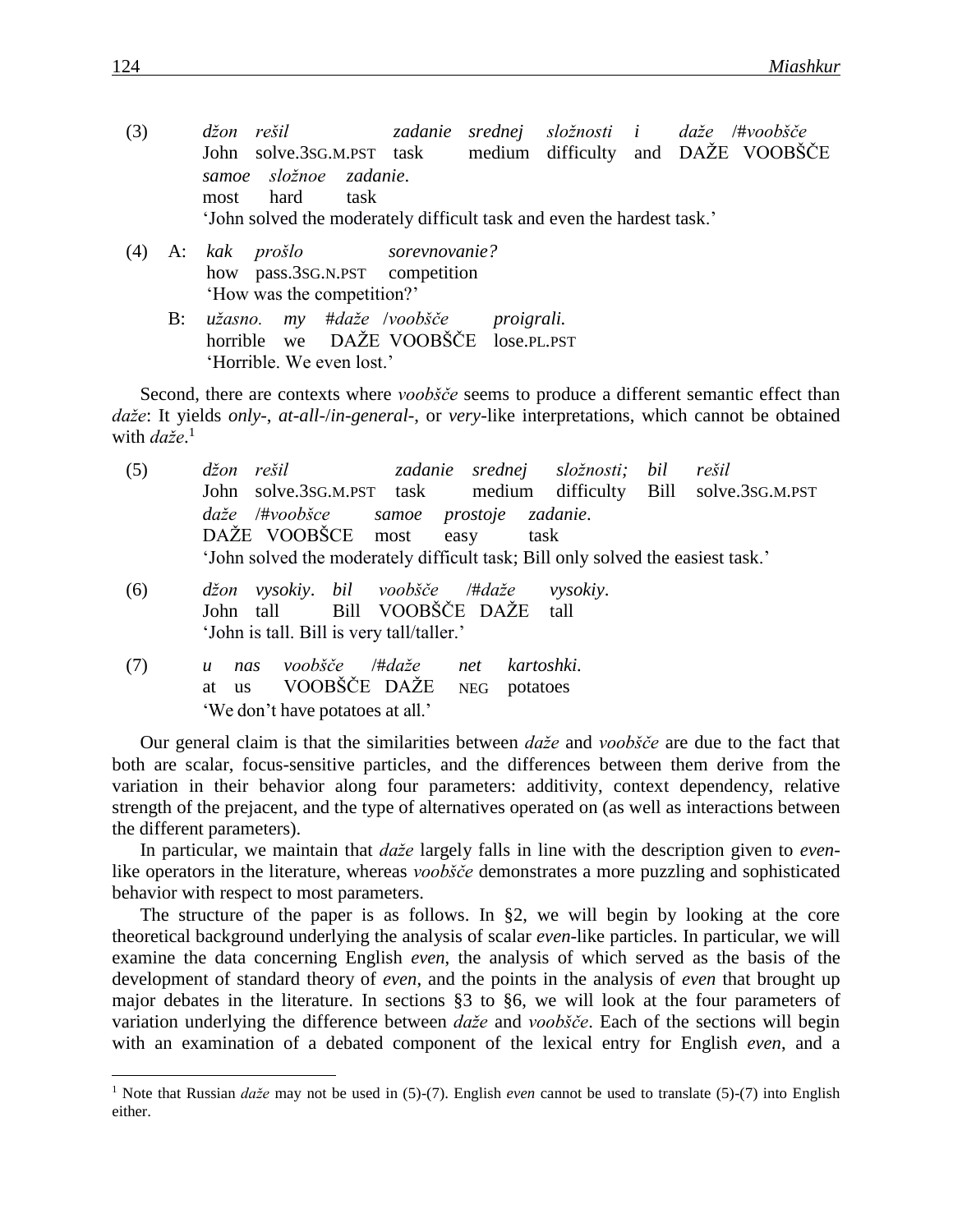(3) *džon rešil zadanie srednej složnosti i daže /#voobšče*
John solve.3SG.M.PST task medium difficulty and DAŽE VOOBŠČE
*samoe složnoe zadanie.*
most hard task
'John solved the moderately difficult task and even the hardest task.'

(4) A: *kak prošlo sorevnovanie?*
how pass.3SG.N.PST competition
'How was the competition?'

B: *užasno. my #daže /voobšče proigrali.*
horrible we DAŽE VOOBŠČE lose.PL.PST
'Horrible. We even lost.'

Second, there are contexts where *voobšče* seems to produce a different semantic effect than *daže*: It yields *only*-, *at-all*-/*in-general*-, or *very*-like interpretations, which cannot be obtained with *daže*.[1]

(5) *džon rešil zadanie srednej složnosti; bil rešil*
John solve.3SG.M.PST task medium difficulty Bill solve.3SG.M.PST
*daže /#voobšce samoe prostoje zadanie.*
DAŽE VOOBŠCE most easy task
'John solved the moderately difficult task; Bill only solved the easiest task.'

(6) *džon vysokiy. bil voobšče /#daže vysokiy.*
John tall Bill VOOBŠČE DAŽE tall
'John is tall. Bill is very tall/taller.'

(7) *u nas voobšče /#daže net kartoshki.*
at us VOOBŠČE DAŽE NEG potatoes
'We don't have potatoes at all.'

Our general claim is that the similarities between *daže* and *voobšče* are due to the fact that both are scalar, focus-sensitive particles, and the differences between them derive from the variation in their behavior along four parameters: additivity, context dependency, relative strength of the prejacent, and the type of alternatives operated on (as well as interactions between the different parameters).

In particular, we maintain that *daže* largely falls in line with the description given to *even*-like operators in the literature, whereas *voobšče* demonstrates a more puzzling and sophisticated behavior with respect to most parameters.

The structure of the paper is as follows. In §2, we will begin by looking at the core theoretical background underlying the analysis of scalar *even*-like particles. In particular, we will examine the data concerning English *even*, the analysis of which served as the basis of the development of standard theory of *even*, and the points in the analysis of *even* that brought up major debates in the literature. In sections §3 to §6, we will look at the four parameters of variation underlying the difference between *daže* and *voobšče*. Each of the sections will begin with an examination of a debated component of the lexical entry for English *even*, and a

[1] Note that Russian *daže* may not be used in (5)-(7). English *even* cannot be used to translate (5)-(7) into English either.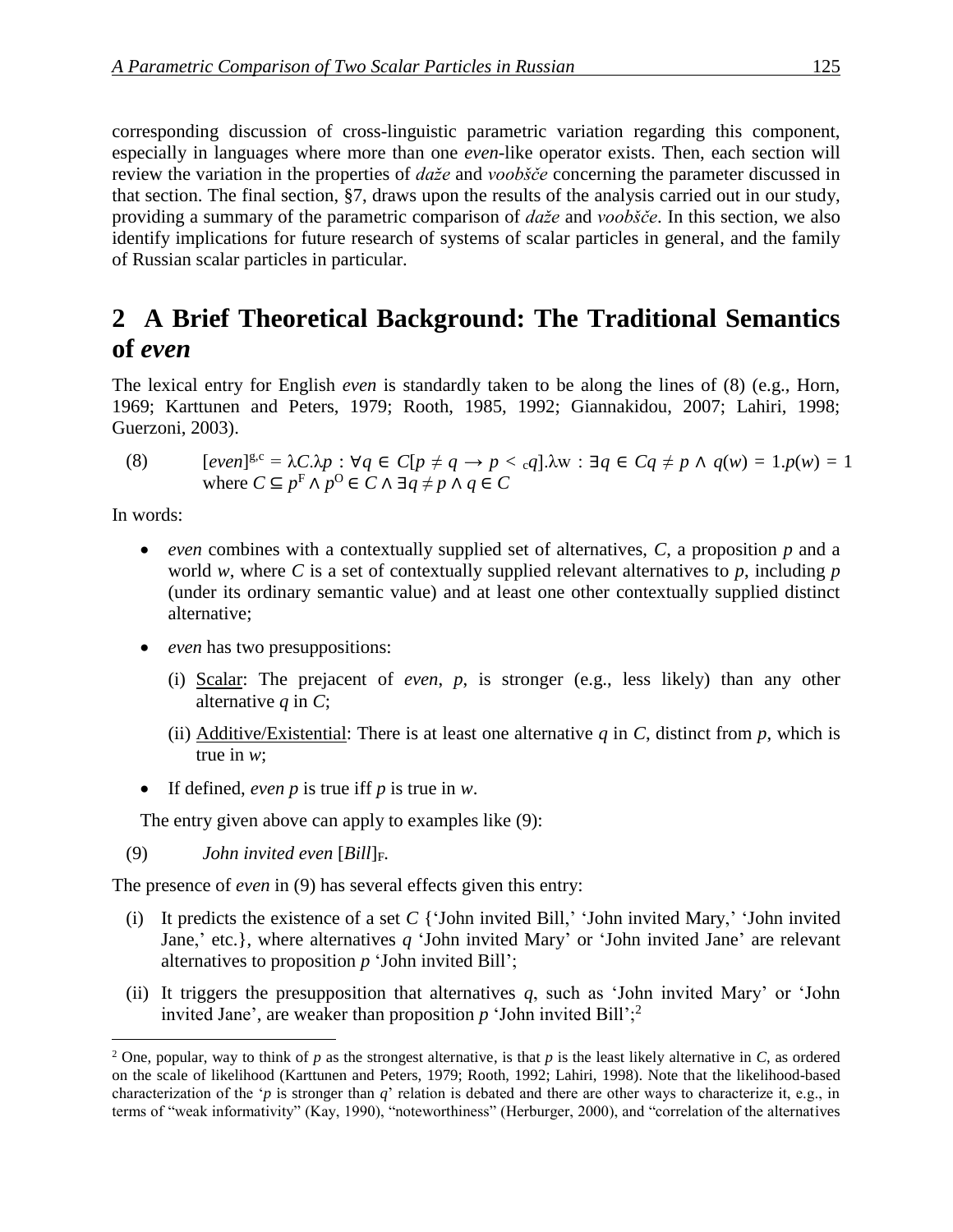corresponding discussion of cross-linguistic parametric variation regarding this component, especially in languages where more than one *even*-like operator exists. Then, each section will review the variation in the properties of *daže* and *voobšče* concerning the parameter discussed in that section. The final section, §7, draws upon the results of the analysis carried out in our study, providing a summary of the parametric comparison of *daže* and *voobšče*. In this section, we also identify implications for future research of systems of scalar particles in general, and the family of Russian scalar particles in particular.

## 2 A Brief Theoretical Background: The Traditional Semantics of *even*

The lexical entry for English *even* is standardly taken to be along the lines of (8) (e.g., Horn, 1969; Karttunen and Peters, 1979; Rooth, 1985, 1992; Giannakidou, 2007; Lahiri, 1998; Guerzoni, 2003).

(8) $[even]^{g,c} = \lambda C.\lambda p : \forall q \in C[p \neq q \rightarrow p <_c q].\lambda w : \exists q \in C q \neq p \wedge q(w) = 1.p(w) = 1$ where $C \subseteq p^F \wedge p^O \in C \wedge \exists q \neq p \wedge q \in C$

In words:

- *even* combines with a contextually supplied set of alternatives, *C*, a proposition *p* and a world *w*, where *C* is a set of contextually supplied relevant alternatives to *p*, including *p* (under its ordinary semantic value) and at least one other contextually supplied distinct alternative;
- *even* has two presuppositions:
  - (i) Scalar: The prejacent of *even*, *p*, is stronger (e.g., less likely) than any other alternative *q* in *C*;
  - (ii) Additive/Existential: There is at least one alternative *q* in *C*, distinct from *p*, which is true in *w*;
- If defined, *even p* is true iff *p* is true in *w*.

The entry given above can apply to examples like (9):

(9) *John invited even* $[Bill]_F$.

The presence of *even* in (9) has several effects given this entry:

(i) It predicts the existence of a set *C* {'John invited Bill,' 'John invited Mary,' 'John invited Jane,' etc.}, where alternatives *q* 'John invited Mary' or 'John invited Jane' are relevant alternatives to proposition *p* 'John invited Bill';

(ii) It triggers the presupposition that alternatives *q*, such as 'John invited Mary' or 'John invited Jane', are weaker than proposition *p* 'John invited Bill';[2]

[2] One, popular, way to think of *p* as the strongest alternative, is that *p* is the least likely alternative in *C*, as ordered on the scale of likelihood (Karttunen and Peters, 1979; Rooth, 1992; Lahiri, 1998). Note that the likelihood-based characterization of the '*p* is stronger than *q*' relation is debated and there are other ways to characterize it, e.g., in terms of "weak informativity" (Kay, 1990), "noteworthiness" (Herburger, 2000), and "correlation of the alternatives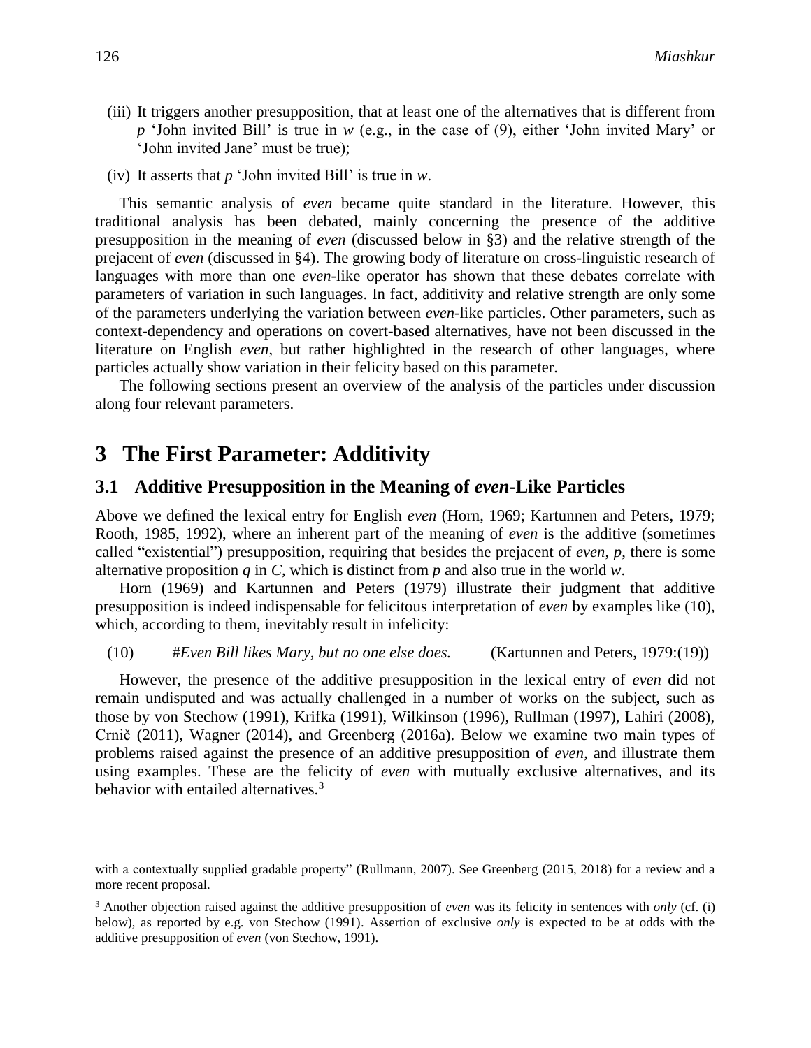(iii) It triggers another presupposition, that at least one of the alternatives that is different from *p* 'John invited Bill' is true in *w* (e.g., in the case of (9), either 'John invited Mary' or 'John invited Jane' must be true);

(iv) It asserts that *p* 'John invited Bill' is true in *w*.

This semantic analysis of *even* became quite standard in the literature. However, this traditional analysis has been debated, mainly concerning the presence of the additive presupposition in the meaning of *even* (discussed below in §3) and the relative strength of the prejacent of *even* (discussed in §4). The growing body of literature on cross-linguistic research of languages with more than one *even*-like operator has shown that these debates correlate with parameters of variation in such languages. In fact, additivity and relative strength are only some of the parameters underlying the variation between *even*-like particles. Other parameters, such as context-dependency and operations on covert-based alternatives, have not been discussed in the literature on English *even*, but rather highlighted in the research of other languages, where particles actually show variation in their felicity based on this parameter.

The following sections present an overview of the analysis of the particles under discussion along four relevant parameters.

# 3 The First Parameter: Additivity

## 3.1 Additive Presupposition in the Meaning of *even*-Like Particles

Above we defined the lexical entry for English *even* (Horn, 1969; Kartunnen and Peters, 1979; Rooth, 1985, 1992), where an inherent part of the meaning of *even* is the additive (sometimes called "existential") presupposition, requiring that besides the prejacent of *even*, *p*, there is some alternative proposition *q* in *C*, which is distinct from *p* and also true in the world *w*.

Horn (1969) and Kartunnen and Peters (1979) illustrate their judgment that additive presupposition is indeed indispensable for felicitous interpretation of *even* by examples like (10), which, according to them, inevitably result in infelicity:

(10) #*Even Bill likes Mary, but no one else does.* (Kartunnen and Peters, 1979:(19))

However, the presence of the additive presupposition in the lexical entry of *even* did not remain undisputed and was actually challenged in a number of works on the subject, such as those by von Stechow (1991), Krifka (1991), Wilkinson (1996), Rullman (1997), Lahiri (2008), Crnič (2011), Wagner (2014), and Greenberg (2016a). Below we examine two main types of problems raised against the presence of an additive presupposition of *even*, and illustrate them using examples. These are the felicity of *even* with mutually exclusive alternatives, and its behavior with entailed alternatives.[3]

---

with a contextually supplied gradable property" (Rullmann, 2007). See Greenberg (2015, 2018) for a review and a more recent proposal.

[3] Another objection raised against the additive presupposition of *even* was its felicity in sentences with *only* (cf. (i) below), as reported by e.g. von Stechow (1991). Assertion of exclusive *only* is expected to be at odds with the additive presupposition of *even* (von Stechow, 1991).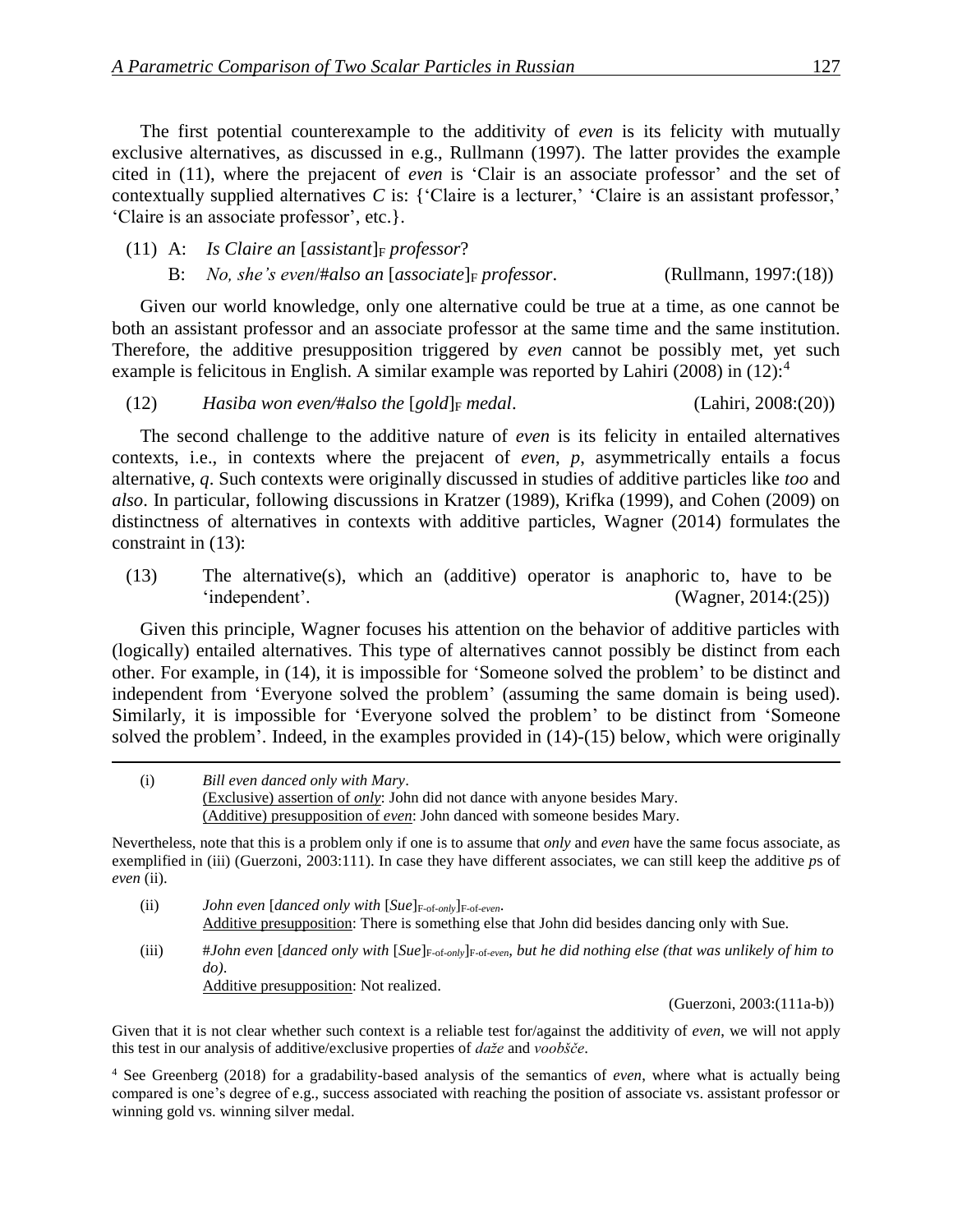The first potential counterexample to the additivity of *even* is its felicity with mutually exclusive alternatives, as discussed in e.g., Rullmann (1997). The latter provides the example cited in (11), where the prejacent of *even* is 'Clair is an associate professor' and the set of contextually supplied alternatives *C* is: {'Claire is a lecturer,' 'Claire is an assistant professor,' 'Claire is an associate professor', etc.}.

(11) A: *Is Claire an* [*assistant*]$_F$ *professor*?
  B: *No, she's even*/#*also an* [*associate*]$_F$ *professor*. (Rullmann, 1997:(18))

Given our world knowledge, only one alternative could be true at a time, as one cannot be both an assistant professor and an associate professor at the same time and the same institution. Therefore, the additive presupposition triggered by *even* cannot be possibly met, yet such example is felicitous in English. A similar example was reported by Lahiri (2008) in (12):[4]

(12) *Hasiba won even/*#*also the* [*gold*]$_F$ *medal*. (Lahiri, 2008:(20))

The second challenge to the additive nature of *even* is its felicity in entailed alternatives contexts, i.e., in contexts where the prejacent of *even*, *p*, asymmetrically entails a focus alternative, *q*. Such contexts were originally discussed in studies of additive particles like *too* and *also*. In particular, following discussions in Kratzer (1989), Krifka (1999), and Cohen (2009) on distinctness of alternatives in contexts with additive particles, Wagner (2014) formulates the constraint in (13):

(13) The alternative(s), which an (additive) operator is anaphoric to, have to be 'independent'. (Wagner, 2014:(25))

Given this principle, Wagner focuses his attention on the behavior of additive particles with (logically) entailed alternatives. This type of alternatives cannot possibly be distinct from each other. For example, in (14), it is impossible for 'Someone solved the problem' to be distinct and independent from 'Everyone solved the problem' (assuming the same domain is being used). Similarly, it is impossible for 'Everyone solved the problem' to be distinct from 'Someone solved the problem'. Indeed, in the examples provided in (14)-(15) below, which were originally

---

(i) *Bill even danced only with Mary*.
  (Exclusive) assertion of *only*: John did not dance with anyone besides Mary.
  (Additive) presupposition of *even*: John danced with someone besides Mary.

Nevertheless, note that this is a problem only if one is to assume that *only* and *even* have the same focus associate, as exemplified in (iii) (Guerzoni, 2003:111). In case they have different associates, we can still keep the additive *p*s of *even* (ii).

(ii) *John even* [*danced only with* [*Sue*]$_{\text{F-of-}only}$]$_{\text{F-of-}even}$.
  Additive presupposition: There is something else that John did besides dancing only with Sue.

(iii) #*John even* [*danced only with* [*Sue*]$_{\text{F-of-}only}$]$_{\text{F-of-}even}$*, but he did nothing else (that was unlikely of him to do)*.
  Additive presupposition: Not realized.

(Guerzoni, 2003:(111a-b))

Given that it is not clear whether such context is a reliable test for/against the additivity of *even*, we will not apply this test in our analysis of additive/exclusive properties of *daže* and *voobšče*.

[4] See Greenberg (2018) for a gradability-based analysis of the semantics of *even*, where what is actually being compared is one's degree of e.g., success associated with reaching the position of associate vs. assistant professor or winning gold vs. winning silver medal.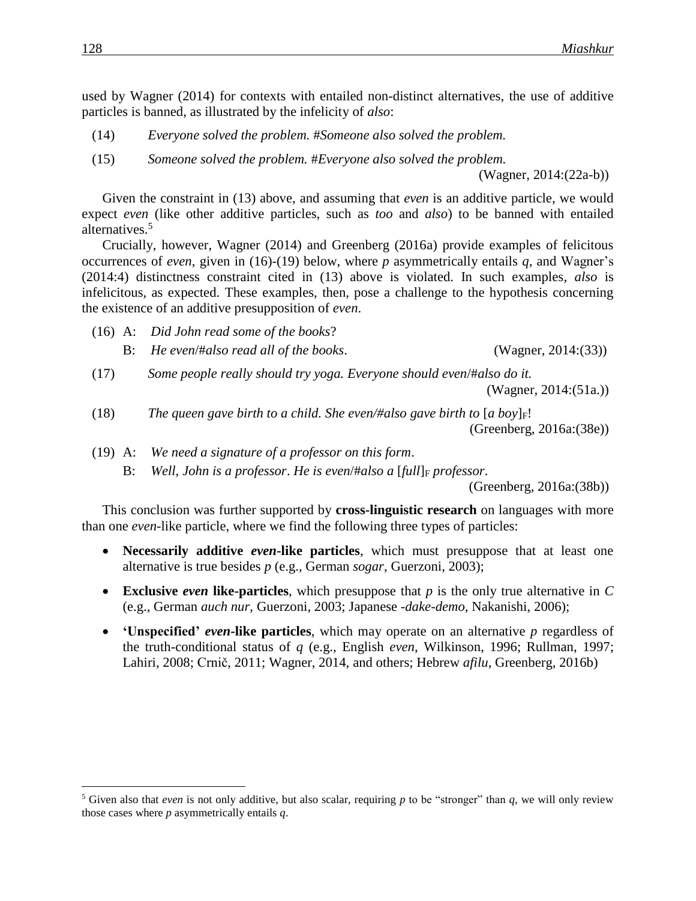used by Wagner (2014) for contexts with entailed non-distinct alternatives, the use of additive particles is banned, as illustrated by the infelicity of *also*:

(14) *Everyone solved the problem. #Someone also solved the problem.*

(15) *Someone solved the problem. #Everyone also solved the problem.*
(Wagner, 2014:(22a-b))

Given the constraint in (13) above, and assuming that *even* is an additive particle, we would expect *even* (like other additive particles, such as *too* and *also*) to be banned with entailed alternatives.[5]

Crucially, however, Wagner (2014) and Greenberg (2016a) provide examples of felicitous occurrences of *even*, given in (16)-(19) below, where *p* asymmetrically entails *q*, and Wagner's (2014:4) distinctness constraint cited in (13) above is violated. In such examples, *also* is infelicitous, as expected. These examples, then, pose a challenge to the hypothesis concerning the existence of an additive presupposition of *even*.

(16) A: *Did John read some of the books*?
B: *He even/#also read all of the books*. (Wagner, 2014:(33))

(17) *Some people really should try yoga. Everyone should even/#also do it.*
(Wagner, 2014:(51a.))

(18) *The queen gave birth to a child. She even/#also gave birth to* [*a boy*]$_F$!
(Greenberg, 2016a:(38e))

(19) A: *We need a signature of a professor on this form*.
B: *Well, John is a professor*. *He is even/#also a* [*full*]$_F$ *professor*.
(Greenberg, 2016a:(38b))

This conclusion was further supported by **cross-linguistic research** on languages with more than one *even*-like particle, where we find the following three types of particles:

- **Necessarily additive *even*-like particles**, which must presuppose that at least one alternative is true besides *p* (e.g., German *sogar*, Guerzoni, 2003);
- **Exclusive *even* like-particles**, which presuppose that *p* is the only true alternative in *C* (e.g., German *auch nur*, Guerzoni, 2003; Japanese -*dake-demo*, Nakanishi, 2006);
- **'Unspecified' *even*-like particles**, which may operate on an alternative *p* regardless of the truth-conditional status of *q* (e.g., English *even*, Wilkinson, 1996; Rullman, 1997; Lahiri, 2008; Crnič, 2011; Wagner, 2014, and others; Hebrew *afilu*, Greenberg, 2016b)

---

[5] Given also that *even* is not only additive, but also scalar, requiring *p* to be "stronger" than *q*, we will only review those cases where *p* asymmetrically entails *q*.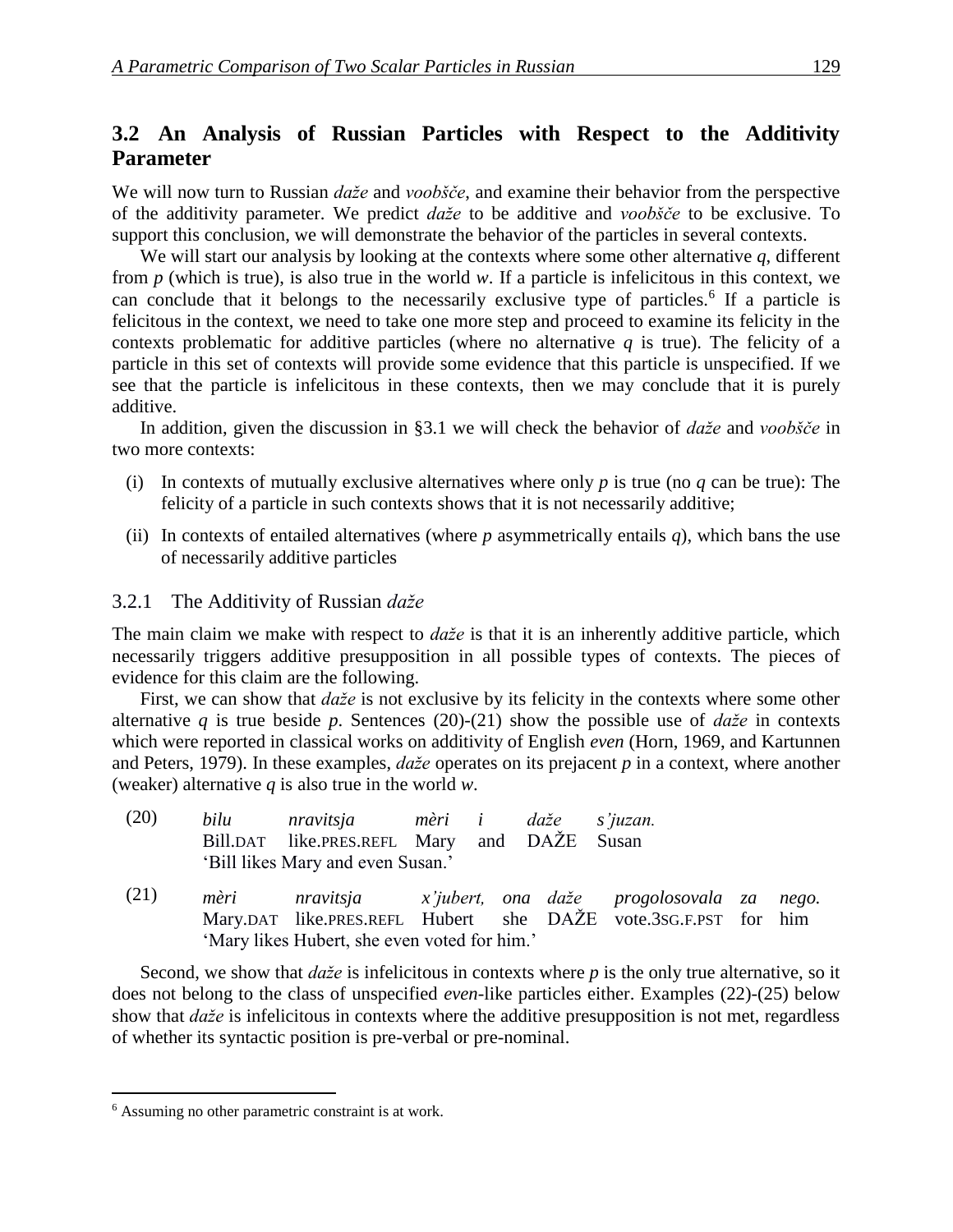## 3.2 An Analysis of Russian Particles with Respect to the Additivity Parameter

We will now turn to Russian *daže* and *voobšče*, and examine their behavior from the perspective of the additivity parameter. We predict *daže* to be additive and *voobšče* to be exclusive. To support this conclusion, we will demonstrate the behavior of the particles in several contexts.

We will start our analysis by looking at the contexts where some other alternative *q*, different from *p* (which is true), is also true in the world *w*. If a particle is infelicitous in this context, we can conclude that it belongs to the necessarily exclusive type of particles.[6] If a particle is felicitous in the context, we need to take one more step and proceed to examine its felicity in the contexts problematic for additive particles (where no alternative *q* is true). The felicity of a particle in this set of contexts will provide some evidence that this particle is unspecified. If we see that the particle is infelicitous in these contexts, then we may conclude that it is purely additive.

In addition, given the discussion in §3.1 we will check the behavior of *daže* and *voobšče* in two more contexts:

(i) In contexts of mutually exclusive alternatives where only *p* is true (no *q* can be true): The felicity of a particle in such contexts shows that it is not necessarily additive;

(ii) In contexts of entailed alternatives (where *p* asymmetrically entails *q*), which bans the use of necessarily additive particles

### 3.2.1 The Additivity of Russian *daže*

The main claim we make with respect to *daže* is that it is an inherently additive particle, which necessarily triggers additive presupposition in all possible types of contexts. The pieces of evidence for this claim are the following.

First, we can show that *daže* is not exclusive by its felicity in the contexts where some other alternative *q* is true beside *p*. Sentences (20)-(21) show the possible use of *daže* in contexts which were reported in classical works on additivity of English *even* (Horn, 1969, and Kartunnen and Peters, 1979). In these examples, *daže* operates on its prejacent *p* in a context, where another (weaker) alternative *q* is also true in the world *w*.

(20) *bilu nravitsja mèri i daže s'juzan.*
Bill.DAT like.PRES.REFL Mary and DAŽE Susan
'Bill likes Mary and even Susan.'

(21) *mèri nravitsja x'jubert, ona daže progolosovala za nego.*
Mary.DAT like.PRES.REFL Hubert she DAŽE vote.3SG.F.PST for him
'Mary likes Hubert, she even voted for him.'

Second, we show that *daže* is infelicitous in contexts where *p* is the only true alternative, so it does not belong to the class of unspecified *even*-like particles either. Examples (22)-(25) below show that *daže* is infelicitous in contexts where the additive presupposition is not met, regardless of whether its syntactic position is pre-verbal or pre-nominal.

---

[6] Assuming no other parametric constraint is at work.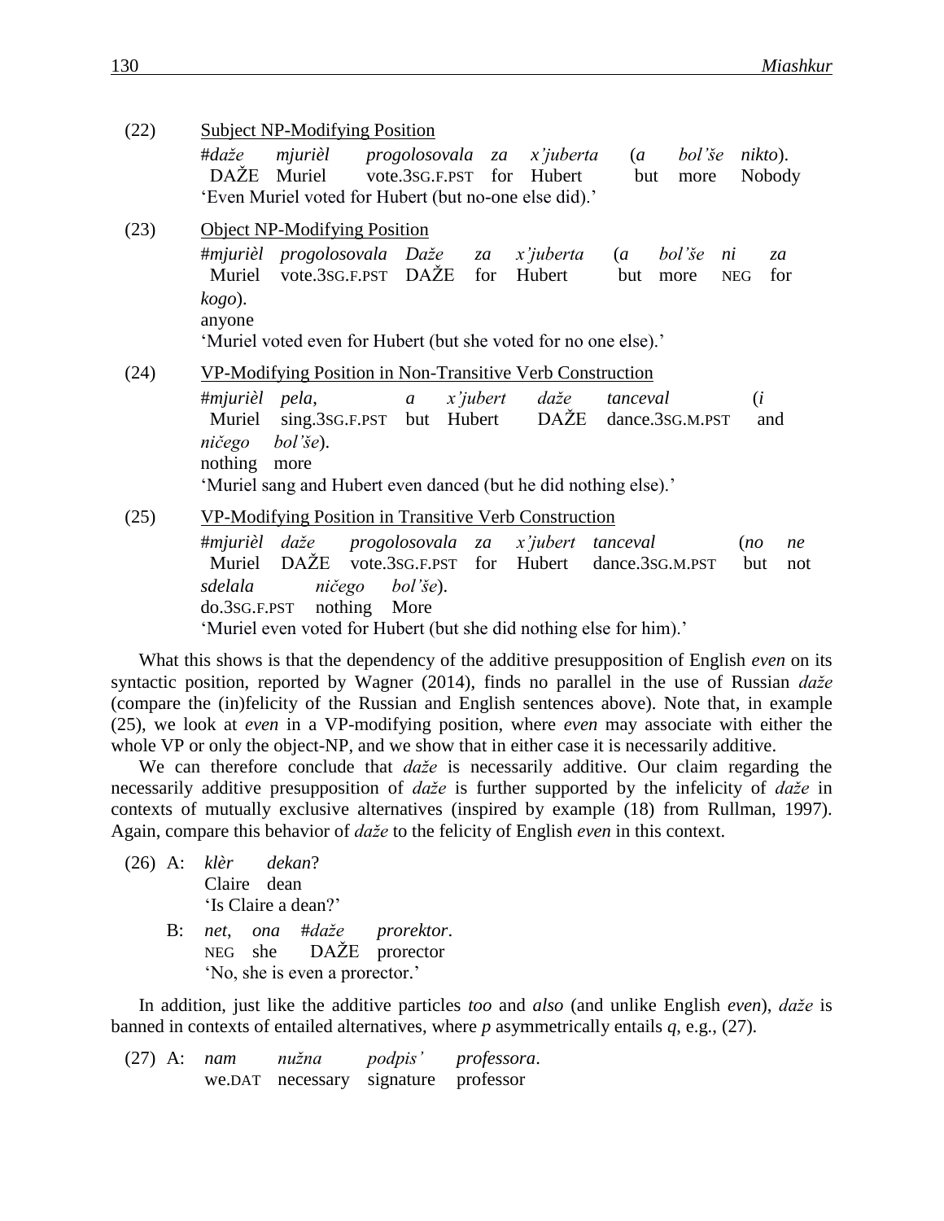(22) Subject NP-Modifying Position

#*daže mjurièl progolosovala za x'juberta (a bol'še nikto).*
DAŽE Muriel vote.3SG.F.PST for Hubert but more Nobody
'Even Muriel voted for Hubert (but no-one else did).'

(23) Object NP-Modifying Position

#*mjurièl progolosovala Daže za x'juberta (a bol'še ni za kogo).*
Muriel vote.3SG.F.PST DAŽE for Hubert but more NEG for anyone
'Muriel voted even for Hubert (but she voted for no one else).'

(24) VP-Modifying Position in Non-Transitive Verb Construction

#*mjurièl pela, a x'jubert daže tanceval (i ničego bol'še).*
Muriel sing.3SG.F.PST but Hubert DAŽE dance.3SG.M.PST and nothing more
'Muriel sang and Hubert even danced (but he did nothing else).'

(25) VP-Modifying Position in Transitive Verb Construction

#*mjurièl daže progolosovala za x'jubert tanceval (no ne sdelala ničego bol'še).*
Muriel DAŽE vote.3SG.F.PST for Hubert dance.3SG.M.PST but not do.3SG.F.PST nothing More
'Muriel even voted for Hubert (but she did nothing else for him).'

What this shows is that the dependency of the additive presupposition of English *even* on its syntactic position, reported by Wagner (2014), finds no parallel in the use of Russian *daže* (compare the (in)felicity of the Russian and English sentences above). Note that, in example (25), we look at *even* in a VP-modifying position, where *even* may associate with either the whole VP or only the object-NP, and we show that in either case it is necessarily additive.

We can therefore conclude that *daže* is necessarily additive. Our claim regarding the necessarily additive presupposition of *daže* is further supported by the infelicity of *daže* in contexts of mutually exclusive alternatives (inspired by example (18) from Rullman, 1997). Again, compare this behavior of *daže* to the felicity of English *even* in this context.

(26) A: *klèr dekan?*
Claire dean
'Is Claire a dean?'

B: *net, ona #daže prorektor.*
NEG she DAŽE prorector
'No, she is even a prorector.'

In addition, just like the additive particles *too* and *also* (and unlike English *even*), *daže* is banned in contexts of entailed alternatives, where *p* asymmetrically entails *q*, e.g., (27).

(27) A: *nam nužna podpis' professora.*
we.DAT necessary signature professor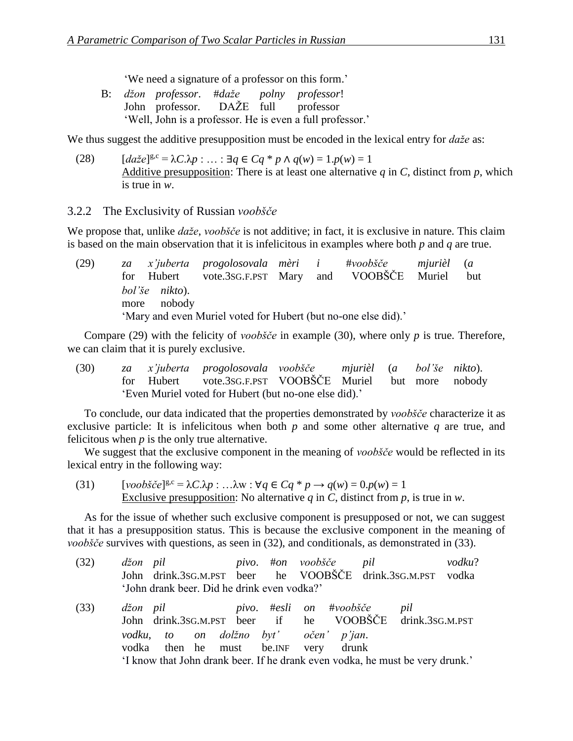'We need a signature of a professor on this form.'

B: *džon professor*. #*daže polny professor*!
John professor. DAŽE full professor
'Well, John is a professor. He is even a full professor.'

We thus suggest the additive presupposition must be encoded in the lexical entry for *daže* as:

(28) $[\![daže]\!]^{g,c} = \lambda C.\lambda p : \ldots : \exists q \in Cq * p \wedge q(w) = 1.p(w) = 1$
Additive presupposition: There is at least one alternative *q* in *C*, distinct from *p*, which is true in *w*.

### 3.2.2 The Exclusivity of Russian *voobšče*

We propose that, unlike *daže*, *voobšče* is not additive; in fact, it is exclusive in nature. This claim is based on the main observation that it is infelicitous in examples where both *p* and *q* are true.

(29) *za x'juberta progolosovala mèri i #voobšče mjurièl (a bol'še nikto).*
for Hubert vote.3SG.F.PST Mary and VOOBŠČE Muriel but more nobody
'Mary and even Muriel voted for Hubert (but no-one else did).'

Compare (29) with the felicity of *voobšče* in example (30), where only *p* is true. Therefore, we can claim that it is purely exclusive.

(30) *za x'juberta progolosovala voobšče mjurièl (a bol'še nikto).*
for Hubert vote.3SG.F.PST VOOBŠČE Muriel but more nobody
'Even Muriel voted for Hubert (but no-one else did).'

To conclude, our data indicated that the properties demonstrated by *voobšče* characterize it as exclusive particle: It is infelicitous when both *p* and some other alternative *q* are true, and felicitous when *p* is the only true alternative.

We suggest that the exclusive component in the meaning of *voobšče* would be reflected in its lexical entry in the following way:

(31) $[\![voobšče]\!]^{g,c} = \lambda C.\lambda p : \ldots\lambda w : \forall q \in Cq * p \rightarrow q(w) = 0.p(w) = 1$
Exclusive presupposition: No alternative *q* in *C*, distinct from *p*, is true in *w*.

As for the issue of whether such exclusive component is presupposed or not, we can suggest that it has a presupposition status. This is because the exclusive component in the meaning of *voobšče* survives with questions, as seen in (32), and conditionals, as demonstrated in (33).

(32) *džon pil pivo. #on voobšče pil vodku?*
John drink.3SG.M.PST beer he VOOBŠČE drink.3SG.M.PST vodka
'John drank beer. Did he drink even vodka?'

(33) *džon pil pivo. #esli on #voobšče pil vodku, to on dolžno byt' očen' p'jan.*
John drink.3SG.M.PST beer if he VOOBŠČE drink.3SG.M.PST vodka then he must be.INF very drunk
'I know that John drank beer. If he drank even vodka, he must be very drunk.'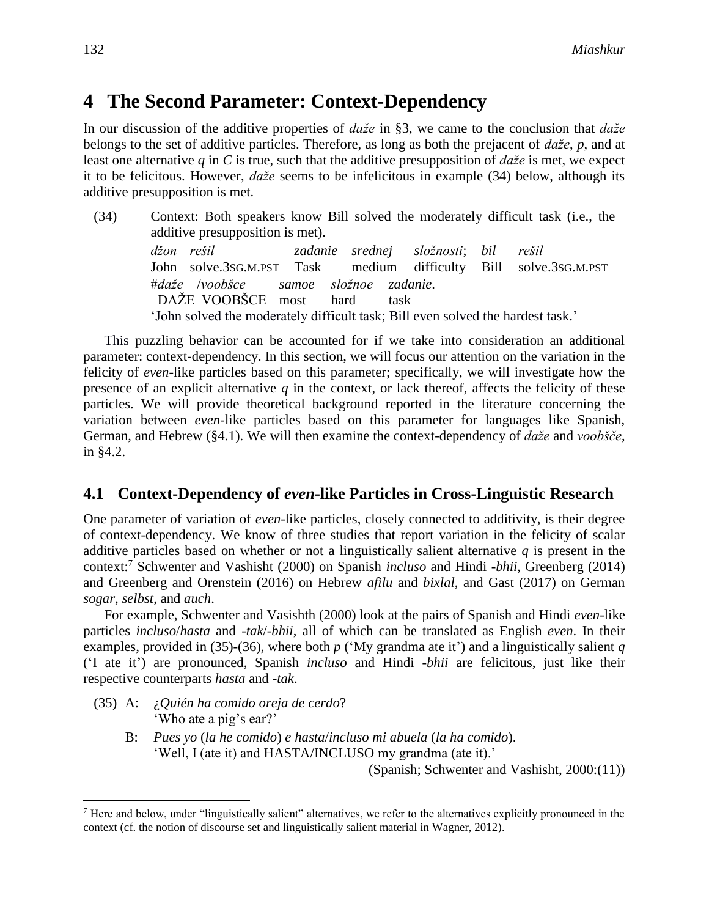# 4 The Second Parameter: Context-Dependency

In our discussion of the additive properties of *daže* in §3, we came to the conclusion that *daže* belongs to the set of additive particles. Therefore, as long as both the prejacent of *daže*, *p*, and at least one alternative *q* in *C* is true, such that the additive presupposition of *daže* is met, we expect it to be felicitous. However, *daže* seems to be infelicitous in example (34) below, although its additive presupposition is met.

(34) Context: Both speakers know Bill solved the moderately difficult task (i.e., the additive presupposition is met).

*džon rešil zadanie srednej složnosti; bil rešil*
John solve.3SG.M.PST Task medium difficulty Bill solve.3SG.M.PST
#*daže* /*voobšče samoe složnoe zadanie*.
DAŽE VOOBŠCE most hard task
'John solved the moderately difficult task; Bill even solved the hardest task.'

This puzzling behavior can be accounted for if we take into consideration an additional parameter: context-dependency. In this section, we will focus our attention on the variation in the felicity of *even*-like particles based on this parameter; specifically, we will investigate how the presence of an explicit alternative *q* in the context, or lack thereof, affects the felicity of these particles. We will provide theoretical background reported in the literature concerning the variation between *even*-like particles based on this parameter for languages like Spanish, German, and Hebrew (§4.1). We will then examine the context-dependency of *daže* and *voobšče*, in §4.2.

## 4.1 Context-Dependency of *even*-like Particles in Cross-Linguistic Research

One parameter of variation of *even*-like particles, closely connected to additivity, is their degree of context-dependency. We know of three studies that report variation in the felicity of scalar additive particles based on whether or not a linguistically salient alternative *q* is present in the context:[7] Schwenter and Vashisht (2000) on Spanish *incluso* and Hindi *-bhii*, Greenberg (2014) and Greenberg and Orenstein (2016) on Hebrew *afilu* and *bixlal*, and Gast (2017) on German *sogar*, *selbst*, and *auch*.

For example, Schwenter and Vasishth (2000) look at the pairs of Spanish and Hindi *even*-like particles *incluso*/*hasta* and *-tak*/*-bhii*, all of which can be translated as English *even*. In their examples, provided in (35)-(36), where both *p* ('My grandma ate it') and a linguistically salient *q* ('I ate it') are pronounced, Spanish *incluso* and Hindi *-bhii* are felicitous, just like their respective counterparts *hasta* and *-tak*.

(35) A: *¿Quién ha comido oreja de cerdo*?
'Who ate a pig's ear?'

B: *Pues yo* (*la he comido*) *e hasta*/*incluso mi abuela* (*la ha comido*).
'Well, I (ate it) and HASTA/INCLUSO my grandma (ate it).'

(Spanish; Schwenter and Vashisht, 2000:(11))

[7] Here and below, under "linguistically salient" alternatives, we refer to the alternatives explicitly pronounced in the context (cf. the notion of discourse set and linguistically salient material in Wagner, 2012).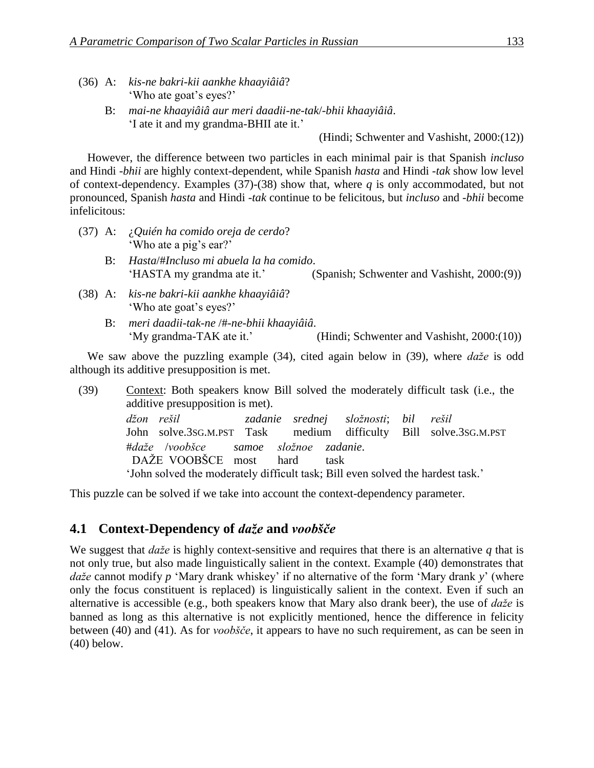(36) A: *kis-ne bakri-kii aankhe khaayiâiâ*?
'Who ate goat's eyes?'

B: *mai-ne khaayiâiâ aur meri daadii-ne-tak/-bhii khaayiâiâ*.
'I ate it and my grandma-BHII ate it.'

(Hindi; Schwenter and Vashisht, 2000:(12))

However, the difference between two particles in each minimal pair is that Spanish *incluso* and Hindi *-bhii* are highly context-dependent, while Spanish *hasta* and Hindi *-tak* show low level of context-dependency. Examples (37)-(38) show that, where *q* is only accommodated, but not pronounced, Spanish *hasta* and Hindi *-tak* continue to be felicitous, but *incluso* and *-bhii* become infelicitous:

(37) A: ¿*Quién ha comido oreja de cerdo*?
'Who ate a pig's ear?'

B: *Hasta*/#*Incluso mi abuela la ha comido*.
'HASTA my grandma ate it.' (Spanish; Schwenter and Vashisht, 2000:(9))

(38) A: *kis-ne bakri-kii aankhe khaayiâiâ*?
'Who ate goat's eyes?'

B: *meri daadii-tak-ne* /#*-ne-bhii khaayiâiâ*.
'My grandma-TAK ate it.' (Hindi; Schwenter and Vashisht, 2000:(10))

We saw above the puzzling example (34), cited again below in (39), where *daže* is odd although its additive presupposition is met.

(39) Context: Both speakers know Bill solved the moderately difficult task (i.e., the additive presupposition is met).

*džon rešil zadanie srednej složnosti; bil rešil*
John solve.3SG.M.PST Task medium difficulty Bill solve.3SG.M.PST

#*daže* /*voobšce samoe složnoe zadanie*.
DAŽE VOOBŠCE most hard task

'John solved the moderately difficult task; Bill even solved the hardest task.'

This puzzle can be solved if we take into account the context-dependency parameter.

## 4.1 Context-Dependency of *daže* and *voobšče*

We suggest that *daže* is highly context-sensitive and requires that there is an alternative *q* that is not only true, but also made linguistically salient in the context. Example (40) demonstrates that *daže* cannot modify *p* 'Mary drank whiskey' if no alternative of the form 'Mary drank *y*' (where only the focus constituent is replaced) is linguistically salient in the context. Even if such an alternative is accessible (e.g., both speakers know that Mary also drank beer), the use of *daže* is banned as long as this alternative is not explicitly mentioned, hence the difference in felicity between (40) and (41). As for *voobšče*, it appears to have no such requirement, as can be seen in (40) below.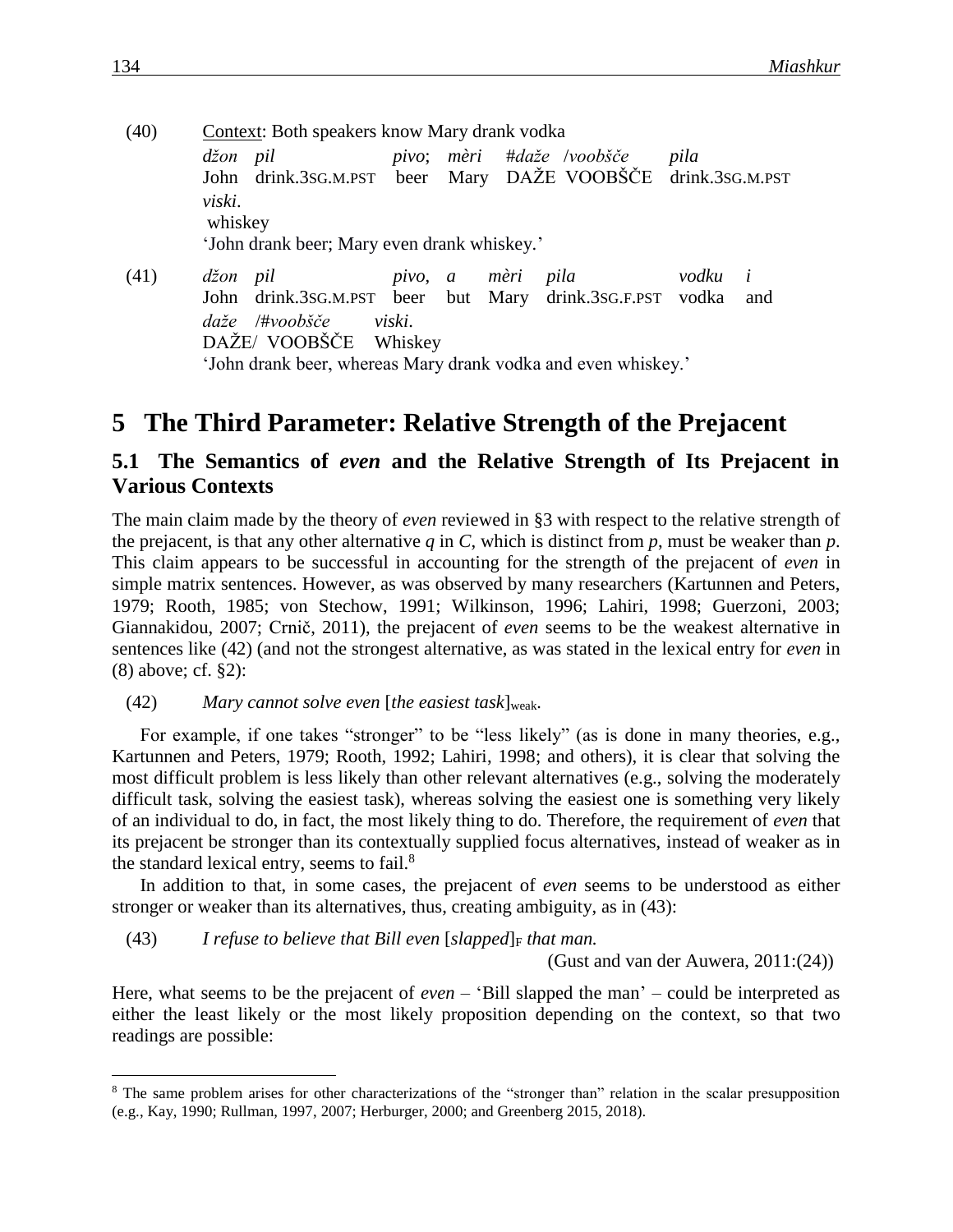(40) Context: Both speakers know Mary drank vodka

*džon pil pivo; mèri #daže /voobšče pila*
John drink.3SG.M.PST beer Mary DAŽE VOOBŠČE drink.3SG.M.PST
*viski*.
whiskey
'John drank beer; Mary even drank whiskey.'

(41) *džon pil pivo, a mèri pila vodku i*
John drink.3SG.M.PST beer but Mary drink.3SG.F.PST vodka and
*daže /#voobšče viski*.
DAŽE/ VOOBŠČE Whiskey
'John drank beer, whereas Mary drank vodka and even whiskey.'

# 5 The Third Parameter: Relative Strength of the Prejacent

## 5.1 The Semantics of *even* and the Relative Strength of Its Prejacent in Various Contexts

The main claim made by the theory of *even* reviewed in §3 with respect to the relative strength of the prejacent, is that any other alternative *q* in *C*, which is distinct from *p*, must be weaker than *p*. This claim appears to be successful in accounting for the strength of the prejacent of *even* in simple matrix sentences. However, as was observed by many researchers (Kartunnen and Peters, 1979; Rooth, 1985; von Stechow, 1991; Wilkinson, 1996; Lahiri, 1998; Guerzoni, 2003; Giannakidou, 2007; Crnič, 2011), the prejacent of *even* seems to be the weakest alternative in sentences like (42) (and not the strongest alternative, as was stated in the lexical entry for *even* in (8) above; cf. §2):

(42) *Mary cannot solve even* [*the easiest task*]$_{\text{weak}}$.

For example, if one takes "stronger" to be "less likely" (as is done in many theories, e.g., Kartunnen and Peters, 1979; Rooth, 1992; Lahiri, 1998; and others), it is clear that solving the most difficult problem is less likely than other relevant alternatives (e.g., solving the moderately difficult task, solving the easiest task), whereas solving the easiest one is something very likely of an individual to do, in fact, the most likely thing to do. Therefore, the requirement of *even* that its prejacent be stronger than its contextually supplied focus alternatives, instead of weaker as in the standard lexical entry, seems to fail.[8]

In addition to that, in some cases, the prejacent of *even* seems to be understood as either stronger or weaker than its alternatives, thus, creating ambiguity, as in (43):

(43) *I refuse to believe that Bill even* [*slapped*]$_{\text{F}}$ *that man.*
(Gust and van der Auwera, 2011:(24))

Here, what seems to be the prejacent of *even* – 'Bill slapped the man' – could be interpreted as either the least likely or the most likely proposition depending on the context, so that two readings are possible:

---

[8] The same problem arises for other characterizations of the "stronger than" relation in the scalar presupposition (e.g., Kay, 1990; Rullman, 1997, 2007; Herburger, 2000; and Greenberg 2015, 2018).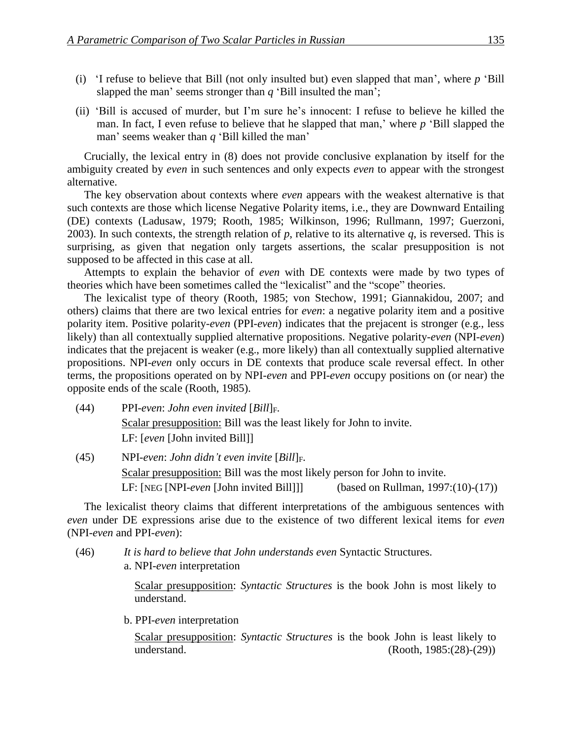(i) 'I refuse to believe that Bill (not only insulted but) even slapped that man', where *p* 'Bill slapped the man' seems stronger than *q* 'Bill insulted the man';

(ii) 'Bill is accused of murder, but I'm sure he's innocent: I refuse to believe he killed the man. In fact, I even refuse to believe that he slapped that man,' where *p* 'Bill slapped the man' seems weaker than *q* 'Bill killed the man'

Crucially, the lexical entry in (8) does not provide conclusive explanation by itself for the ambiguity created by *even* in such sentences and only expects *even* to appear with the strongest alternative.

The key observation about contexts where *even* appears with the weakest alternative is that such contexts are those which license Negative Polarity items, i.e., they are Downward Entailing (DE) contexts (Ladusaw, 1979; Rooth, 1985; Wilkinson, 1996; Rullmann, 1997; Guerzoni, 2003). In such contexts, the strength relation of *p*, relative to its alternative *q*, is reversed. This is surprising, as given that negation only targets assertions, the scalar presupposition is not supposed to be affected in this case at all.

Attempts to explain the behavior of *even* with DE contexts were made by two types of theories which have been sometimes called the "lexicalist" and the "scope" theories.

The lexicalist type of theory (Rooth, 1985; von Stechow, 1991; Giannakidou, 2007; and others) claims that there are two lexical entries for *even*: a negative polarity item and a positive polarity item. Positive polarity-*even* (PPI-*even*) indicates that the prejacent is stronger (e.g., less likely) than all contextually supplied alternative propositions. Negative polarity-*even* (NPI-*even*) indicates that the prejacent is weaker (e.g., more likely) than all contextually supplied alternative propositions. NPI-*even* only occurs in DE contexts that produce scale reversal effect. In other terms, the propositions operated on by NPI-*even* and PPI-*even* occupy positions on (or near) the opposite ends of the scale (Rooth, 1985).

(44) PPI-*even*: *John even invited* [*Bill*]$_F$.
Scalar presupposition: Bill was the least likely for John to invite.
LF: [*even* [John invited Bill]]

(45) NPI-*even*: *John didn't even invite* [*Bill*]$_F$.
Scalar presupposition: Bill was the most likely person for John to invite.
LF: [NEG [NPI-*even* [John invited Bill]]] (based on Rullman, 1997:(10)-(17))

The lexicalist theory claims that different interpretations of the ambiguous sentences with *even* under DE expressions arise due to the existence of two different lexical items for *even* (NPI-*even* and PPI-*even*):

(46) *It is hard to believe that John understands even* Syntactic Structures.

a. NPI-*even* interpretation

Scalar presupposition: *Syntactic Structures* is the book John is most likely to understand.

b. PPI-*even* interpretation

Scalar presupposition: *Syntactic Structures* is the book John is least likely to understand. (Rooth, 1985:(28)-(29))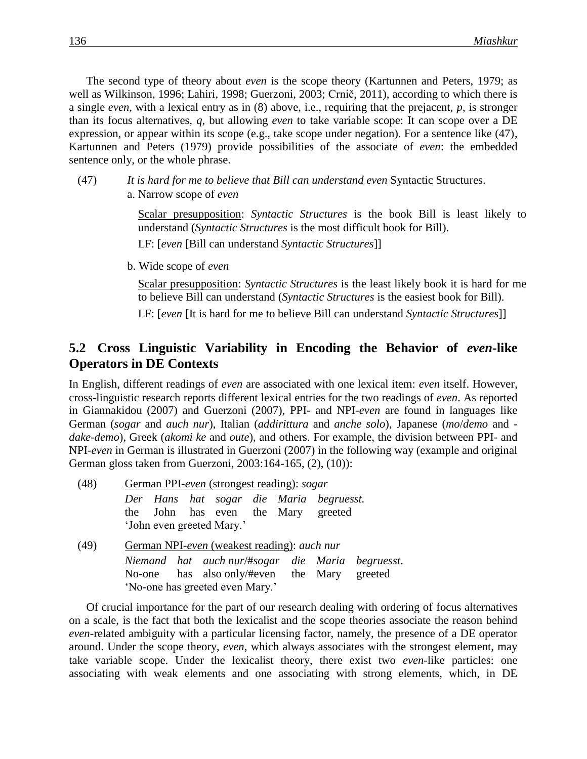The second type of theory about *even* is the scope theory (Kartunnen and Peters, 1979; as well as Wilkinson, 1996; Lahiri, 1998; Guerzoni, 2003; Crnič, 2011), according to which there is a single *even*, with a lexical entry as in (8) above, i.e., requiring that the prejacent, *p*, is stronger than its focus alternatives, *q*, but allowing *even* to take variable scope: It can scope over a DE expression, or appear within its scope (e.g., take scope under negation). For a sentence like (47), Kartunnen and Peters (1979) provide possibilities of the associate of *even*: the embedded sentence only, or the whole phrase.

(47) *It is hard for me to believe that Bill can understand even* Syntactic Structures.

a. Narrow scope of *even*

Scalar presupposition: *Syntactic Structures* is the book Bill is least likely to understand (*Syntactic Structures* is the most difficult book for Bill).

LF: [*even* [Bill can understand *Syntactic Structures*]]

b. Wide scope of *even*

Scalar presupposition: *Syntactic Structures* is the least likely book it is hard for me to believe Bill can understand (*Syntactic Structures* is the easiest book for Bill).

LF: [*even* [It is hard for me to believe Bill can understand *Syntactic Structures*]]

## 5.2 Cross Linguistic Variability in Encoding the Behavior of *even*-like Operators in DE Contexts

In English, different readings of *even* are associated with one lexical item: *even* itself. However, cross-linguistic research reports different lexical entries for the two readings of *even*. As reported in Giannakidou (2007) and Guerzoni (2007), PPI- and NPI-*even* are found in languages like German (*sogar* and *auch nur*), Italian (*addirittura* and *anche solo*), Japanese (*mo*/*demo* and -*dake-demo*), Greek (*akomi ke* and *oute*), and others. For example, the division between PPI- and NPI-*even* in German is illustrated in Guerzoni (2007) in the following way (example and original German gloss taken from Guerzoni, 2003:164-165, (2), (10)):

(48) German PPI-*even* (strongest reading): *sogar*

*Der Hans hat sogar die Maria begruesst.*
the John has even the Mary greeted
'John even greeted Mary.'

(49) German NPI-*even* (weakest reading): *auch nur*

*Niemand hat auch nur/#sogar die Maria begruesst*.
No-one has also only/#even the Mary greeted
'No-one has greeted even Mary.'

Of crucial importance for the part of our research dealing with ordering of focus alternatives on a scale, is the fact that both the lexicalist and the scope theories associate the reason behind *even*-related ambiguity with a particular licensing factor, namely, the presence of a DE operator around. Under the scope theory, *even*, which always associates with the strongest element, may take variable scope. Under the lexicalist theory, there exist two *even*-like particles: one associating with weak elements and one associating with strong elements, which, in DE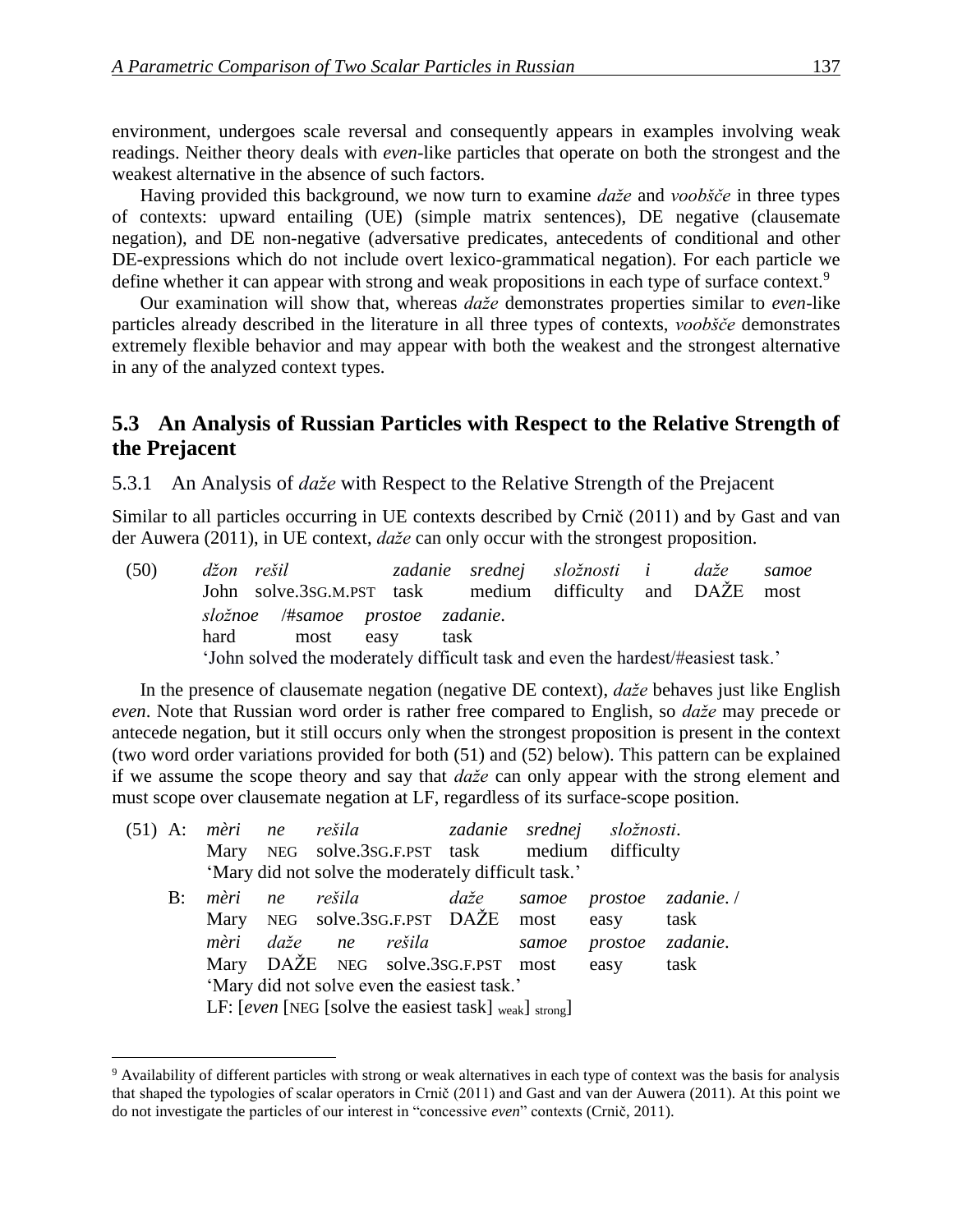environment, undergoes scale reversal and consequently appears in examples involving weak readings. Neither theory deals with *even*-like particles that operate on both the strongest and the weakest alternative in the absence of such factors.

Having provided this background, we now turn to examine *daže* and *voobšče* in three types of contexts: upward entailing (UE) (simple matrix sentences), DE negative (clausemate negation), and DE non-negative (adversative predicates, antecedents of conditional and other DE-expressions which do not include overt lexico-grammatical negation). For each particle we define whether it can appear with strong and weak propositions in each type of surface context.[9]

Our examination will show that, whereas *daže* demonstrates properties similar to *even*-like particles already described in the literature in all three types of contexts, *voobšče* demonstrates extremely flexible behavior and may appear with both the weakest and the strongest alternative in any of the analyzed context types.

## 5.3 An Analysis of Russian Particles with Respect to the Relative Strength of the Prejacent

### 5.3.1 An Analysis of *daže* with Respect to the Relative Strength of the Prejacent

Similar to all particles occurring in UE contexts described by Crnič (2011) and by Gast and van der Auwera (2011), in UE context, *daže* can only occur with the strongest proposition.

(50) *džon rešil zadanie srednej složnosti i daže samoe*
John solve.3SG.M.PST task medium difficulty and DAŽE most
*složnoe* /#*samoe prostoe zadanie*.
hard most easy task
'John solved the moderately difficult task and even the hardest/#easiest task.'

In the presence of clausemate negation (negative DE context), *daže* behaves just like English *even*. Note that Russian word order is rather free compared to English, so *daže* may precede or antecede negation, but it still occurs only when the strongest proposition is present in the context (two word order variations provided for both (51) and (52) below). This pattern can be explained if we assume the scope theory and say that *daže* can only appear with the strong element and must scope over clausemate negation at LF, regardless of its surface-scope position.

(51) A: *mèri ne rešila zadanie srednej složnosti*.
Mary NEG solve.3SG.F.PST task medium difficulty
'Mary did not solve the moderately difficult task.'

B: *mèri ne rešila daže samoe prostoe zadanie*. /
Mary NEG solve.3SG.F.PST DAŽE most easy task
*mèri daže ne rešila samoe prostoe zadanie*.
Mary DAŽE NEG solve.3SG.F.PST most easy task
'Mary did not solve even the easiest task.'
LF: [*even* [NEG [solve the easiest task] $_{\text{weak}}$] $_{\text{strong}}$]

---

[9] Availability of different particles with strong or weak alternatives in each type of context was the basis for analysis that shaped the typologies of scalar operators in Crnič (2011) and Gast and van der Auwera (2011). At this point we do not investigate the particles of our interest in "concessive *even*" contexts (Crnič, 2011).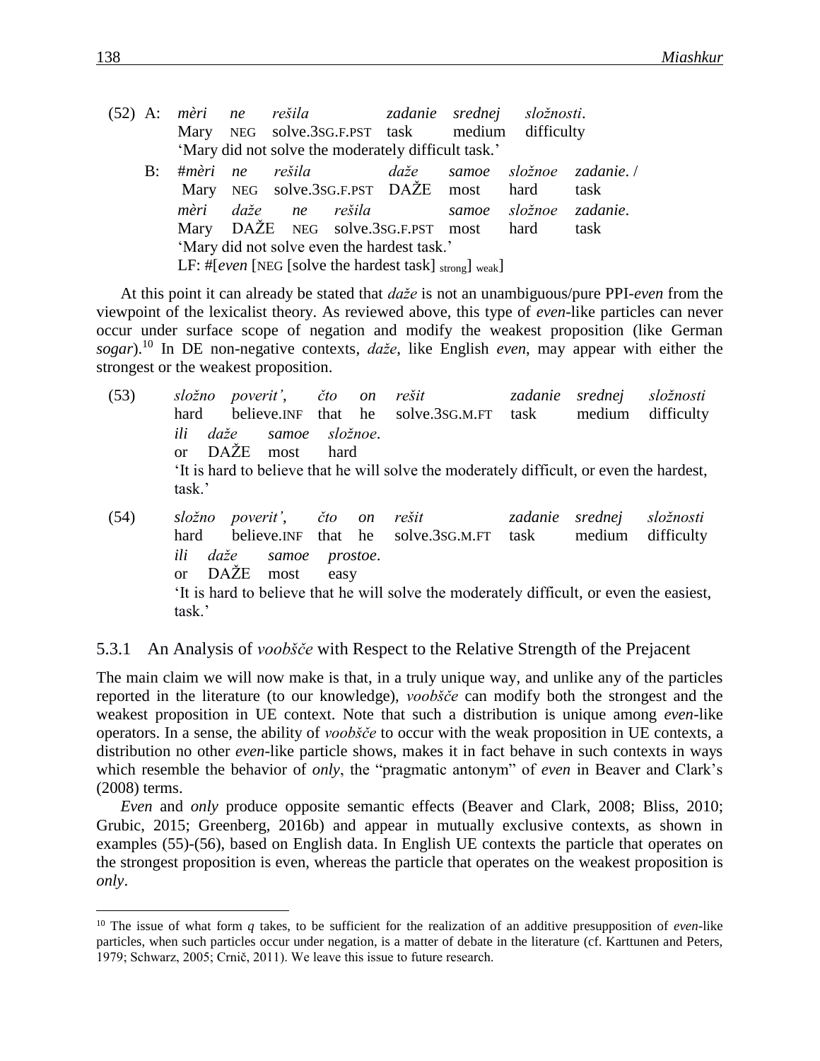(52) A: *mèri ne rešila zadanie srednej složnosti*.
Mary NEG solve.3SG.F.PST task medium difficulty
'Mary did not solve the moderately difficult task.'

B: #*mèri ne rešila daže samoe složnoe zadanie*. /
Mary NEG solve.3SG.F.PST DAŽE most hard task
*mèri daže ne rešila samoe složnoe zadanie*.
Mary DAŽE NEG solve.3SG.F.PST most hard task
'Mary did not solve even the hardest task.'
LF: #[*even* [NEG [solve the hardest task] $_{strong}$] $_{weak}$]

At this point it can already be stated that *daže* is not an unambiguous/pure PPI-*even* from the viewpoint of the lexicalist theory. As reviewed above, this type of *even*-like particles can never occur under surface scope of negation and modify the weakest proposition (like German *sogar*).[10] In DE non-negative contexts, *daže*, like English *even*, may appear with either the strongest or the weakest proposition.

(53) *složno poverit', čto on rešit zadanie srednej složnosti ili daže samoe složnoe*.
hard believe.INF that he solve.3SG.M.FT task medium difficulty or DAŽE most hard
'It is hard to believe that he will solve the moderately difficult, or even the hardest, task.'

(54) *složno poverit', čto on rešit zadanie srednej složnosti ili daže samoe prostoe*.
hard believe.INF that he solve.3SG.M.FT task medium difficulty or DAŽE most easy
'It is hard to believe that he will solve the moderately difficult, or even the easiest, task.'

### 5.3.1 An Analysis of *voobšče* with Respect to the Relative Strength of the Prejacent

The main claim we will now make is that, in a truly unique way, and unlike any of the particles reported in the literature (to our knowledge), *voobšče* can modify both the strongest and the weakest proposition in UE context. Note that such a distribution is unique among *even*-like operators. In a sense, the ability of *voobšče* to occur with the weak proposition in UE contexts, a distribution no other *even*-like particle shows, makes it in fact behave in such contexts in ways which resemble the behavior of *only*, the "pragmatic antonym" of *even* in Beaver and Clark's (2008) terms.

*Even* and *only* produce opposite semantic effects (Beaver and Clark, 2008; Bliss, 2010; Grubic, 2015; Greenberg, 2016b) and appear in mutually exclusive contexts, as shown in examples (55)-(56), based on English data. In English UE contexts the particle that operates on the strongest proposition is even, whereas the particle that operates on the weakest proposition is *only*.

[10] The issue of what form *q* takes, to be sufficient for the realization of an additive presupposition of *even*-like particles, when such particles occur under negation, is a matter of debate in the literature (cf. Karttunen and Peters, 1979; Schwarz, 2005; Crnič, 2011). We leave this issue to future research.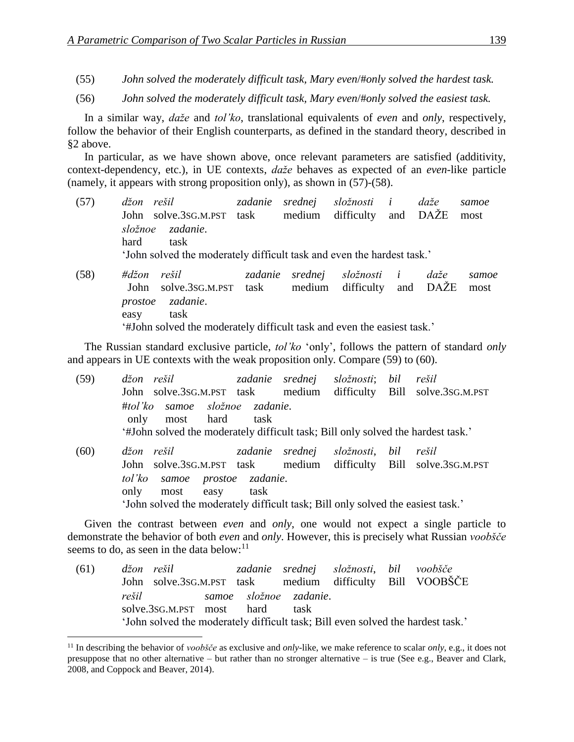(55) *John solved the moderately difficult task, Mary even/#only solved the hardest task.*

(56) *John solved the moderately difficult task, Mary even/#only solved the easiest task.*

In a similar way, *daže* and *tol'ko*, translational equivalents of *even* and *only*, respectively, follow the behavior of their English counterparts, as defined in the standard theory, described in §2 above.

In particular, as we have shown above, once relevant parameters are satisfied (additivity, context-dependency, etc.), in UE contexts, *daže* behaves as expected of an *even*-like particle (namely, it appears with strong proposition only), as shown in (57)-(58).

(57) *džon rešil zadanie srednej složnosti i daže samoe složnoe zadanie.*
John solve.3SG.M.PST task medium difficulty and DAŽE most hard task
'John solved the moderately difficult task and even the hardest task.'

(58) *#džon rešil zadanie srednej složnosti i daže samoe prostoe zadanie.*
John solve.3SG.M.PST task medium difficulty and DAŽE most easy task
'#John solved the moderately difficult task and even the easiest task.'

The Russian standard exclusive particle, *tol'ko* 'only', follows the pattern of standard *only* and appears in UE contexts with the weak proposition only. Compare (59) to (60).

(59) *džon rešil zadanie srednej složnosti; bil rešil #tol'ko samoe složnoe zadanie.*
John solve.3SG.M.PST task medium difficulty Bill solve.3SG.M.PST only most hard task
'#John solved the moderately difficult task; Bill only solved the hardest task.'

(60) *džon rešil zadanie srednej složnosti, bil rešil tol'ko samoe prostoe zadanie.*
John solve.3SG.M.PST task medium difficulty Bill solve.3SG.M.PST only most easy task
'John solved the moderately difficult task; Bill only solved the easiest task.'

Given the contrast between *even* and *only*, one would not expect a single particle to demonstrate the behavior of both *even* and *only*. However, this is precisely what Russian *voobšče* seems to do, as seen in the data below:[11]

(61) *džon rešil zadanie srednej složnosti, bil voobšče rešil samoe složnoe zadanie.*
John solve.3SG.M.PST task medium difficulty Bill VOOBŠČE solve.3SG.M.PST most hard task
'John solved the moderately difficult task; Bill even solved the hardest task.'

---

[11] In describing the behavior of *voobšče* as exclusive and *only*-like, we make reference to scalar *only*, e.g., it does not presuppose that no other alternative – but rather than no stronger alternative – is true (See e.g., Beaver and Clark, 2008, and Coppock and Beaver, 2014).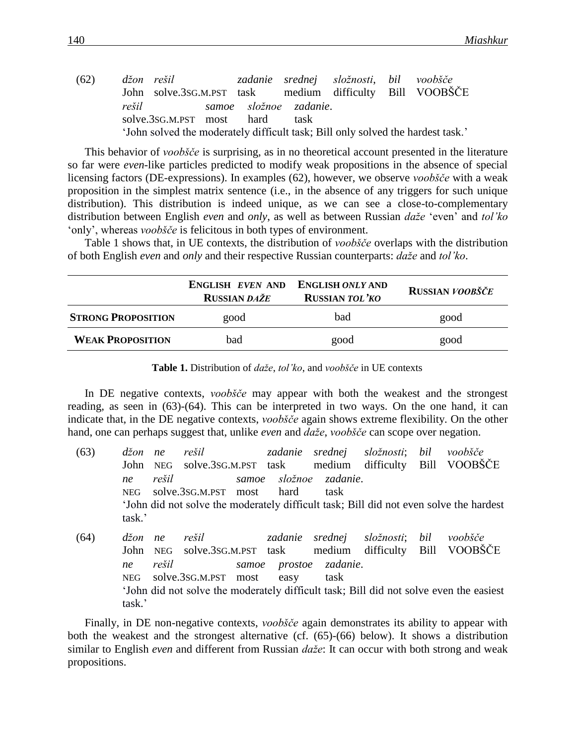(62) *džon rešil zadanie srednej složnosti, bil voobšče*
John solve.3SG.M.PST task medium difficulty Bill VOOBŠČE
*rešil samoe složnoe zadanie.*
solve.3SG.M.PST most hard task
'John solved the moderately difficult task; Bill only solved the hardest task.'

This behavior of *voobšče* is surprising, as in no theoretical account presented in the literature so far were *even*-like particles predicted to modify weak propositions in the absence of special licensing factors (DE-expressions). In examples (62), however, we observe *voobšče* with a weak proposition in the simplest matrix sentence (i.e., in the absence of any triggers for such unique distribution). This distribution is indeed unique, as we can see a close-to-complementary distribution between English *even* and *only*, as well as between Russian *daže* 'even' and *tol'ko* 'only', whereas *voobšče* is felicitous in both types of environment.

Table 1 shows that, in UE contexts, the distribution of *voobšče* overlaps with the distribution of both English *even* and *only* and their respective Russian counterparts: *daže* and *tol'ko*.

| | **ENGLISH *EVEN* AND RUSSIAN *DAŽE*** | **ENGLISH *ONLY* AND RUSSIAN *TOL'KO*** | **RUSSIAN *VOOBŠČE*** |
|---|---|---|---|
| **STRONG PROPOSITION** | good | bad | good |
| **WEAK PROPOSITION** | bad | good | good |

**Table 1.** Distribution of *daže*, *tol'ko*, and *voobšče* in UE contexts

In DE negative contexts, *voobšče* may appear with both the weakest and the strongest reading, as seen in (63)-(64). This can be interpreted in two ways. On the one hand, it can indicate that, in the DE negative contexts, *voobšče* again shows extreme flexibility. On the other hand, one can perhaps suggest that, unlike *even* and *daže*, *voobšče* can scope over negation.

(63) *džon ne rešil zadanie srednej složnosti; bil voobšče*
John NEG solve.3SG.M.PST task medium difficulty Bill VOOBŠČE
*ne rešil samoe složnoe zadanie.*
NEG solve.3SG.M.PST most hard task
'John did not solve the moderately difficult task; Bill did not even solve the hardest task.'

(64) *džon ne rešil zadanie srednej složnosti; bil voobšče*
John NEG solve.3SG.M.PST task medium difficulty Bill VOOBŠČE
*ne rešil samoe prostoe zadanie.*
NEG solve.3SG.M.PST most easy task
'John did not solve the moderately difficult task; Bill did not solve even the easiest task.'

Finally, in DE non-negative contexts, *voobšče* again demonstrates its ability to appear with both the weakest and the strongest alternative (cf. (65)-(66) below). It shows a distribution similar to English *even* and different from Russian *daže*: It can occur with both strong and weak propositions.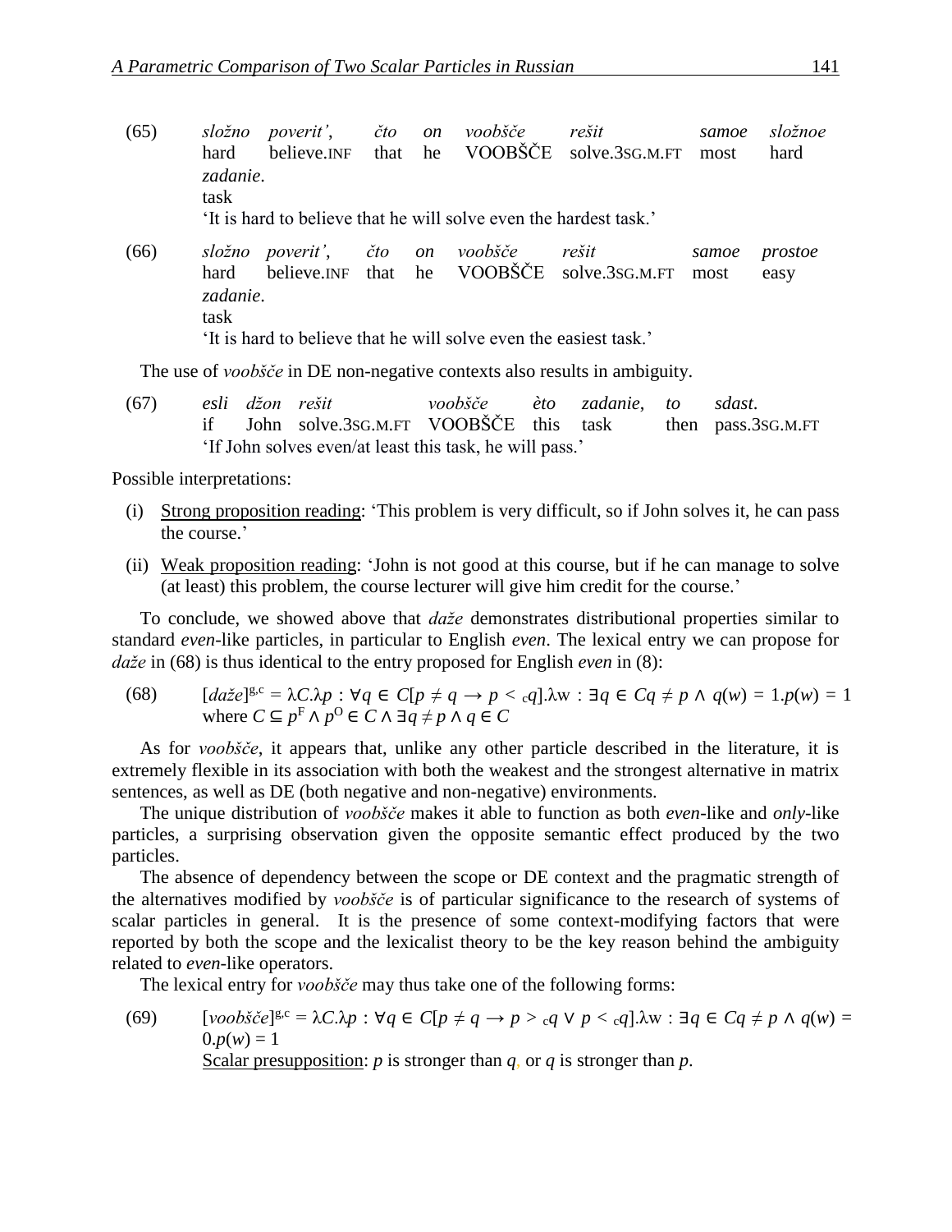(65) *složno poverit', čto on voobšče rešit samoe složnoe zadanie.*
hard believe.INF that he VOOBŠČE solve.3SG.M.FT most hard task
'It is hard to believe that he will solve even the hardest task.'

(66) *složno poverit', čto on voobšče rešit samoe prostoe zadanie.*
hard believe.INF that he VOOBŠČE solve.3SG.M.FT most easy task
'It is hard to believe that he will solve even the easiest task.'

The use of *voobšče* in DE non-negative contexts also results in ambiguity.

(67) *esli džon rešit voobšče èto zadanie, to sdast.*
if John solve.3SG.M.FT VOOBŠČE this task then pass.3SG.M.FT
'If John solves even/at least this task, he will pass.'

Possible interpretations:

(i) Strong proposition reading: 'This problem is very difficult, so if John solves it, he can pass the course.'

(ii) Weak proposition reading: 'John is not good at this course, but if he can manage to solve (at least) this problem, the course lecturer will give him credit for the course.'

To conclude, we showed above that *daže* demonstrates distributional properties similar to standard *even*-like particles, in particular to English *even*. The lexical entry we can propose for *daže* in (68) is thus identical to the entry proposed for English *even* in (8):

(68) $[daže]^{g,c} = \lambda C.\lambda p : \forall q \in C[p \neq q \rightarrow p <_c q].\lambda w : \exists q \in C q \neq p \wedge q(w) = 1.p(w) = 1$ where $C \subseteq p^F \wedge p^O \in C \wedge \exists q \neq p \wedge q \in C$

As for *voobšče*, it appears that, unlike any other particle described in the literature, it is extremely flexible in its association with both the weakest and the strongest alternative in matrix sentences, as well as DE (both negative and non-negative) environments.

The unique distribution of *voobšče* makes it able to function as both *even*-like and *only*-like particles, a surprising observation given the opposite semantic effect produced by the two particles.

The absence of dependency between the scope or DE context and the pragmatic strength of the alternatives modified by *voobšče* is of particular significance to the research of systems of scalar particles in general. It is the presence of some context-modifying factors that were reported by both the scope and the lexicalist theory to be the key reason behind the ambiguity related to *even*-like operators.

The lexical entry for *voobšče* may thus take one of the following forms:

(69) $[voobšče]^{g,c} = \lambda C.\lambda p : \forall q \in C[p \neq q \rightarrow p >_c q \vee p <_c q].\lambda w : \exists q \in C q \neq p \wedge q(w) = 0.p(w) = 1$
Scalar presupposition: *p* is stronger than *q*, or *q* is stronger than *p*.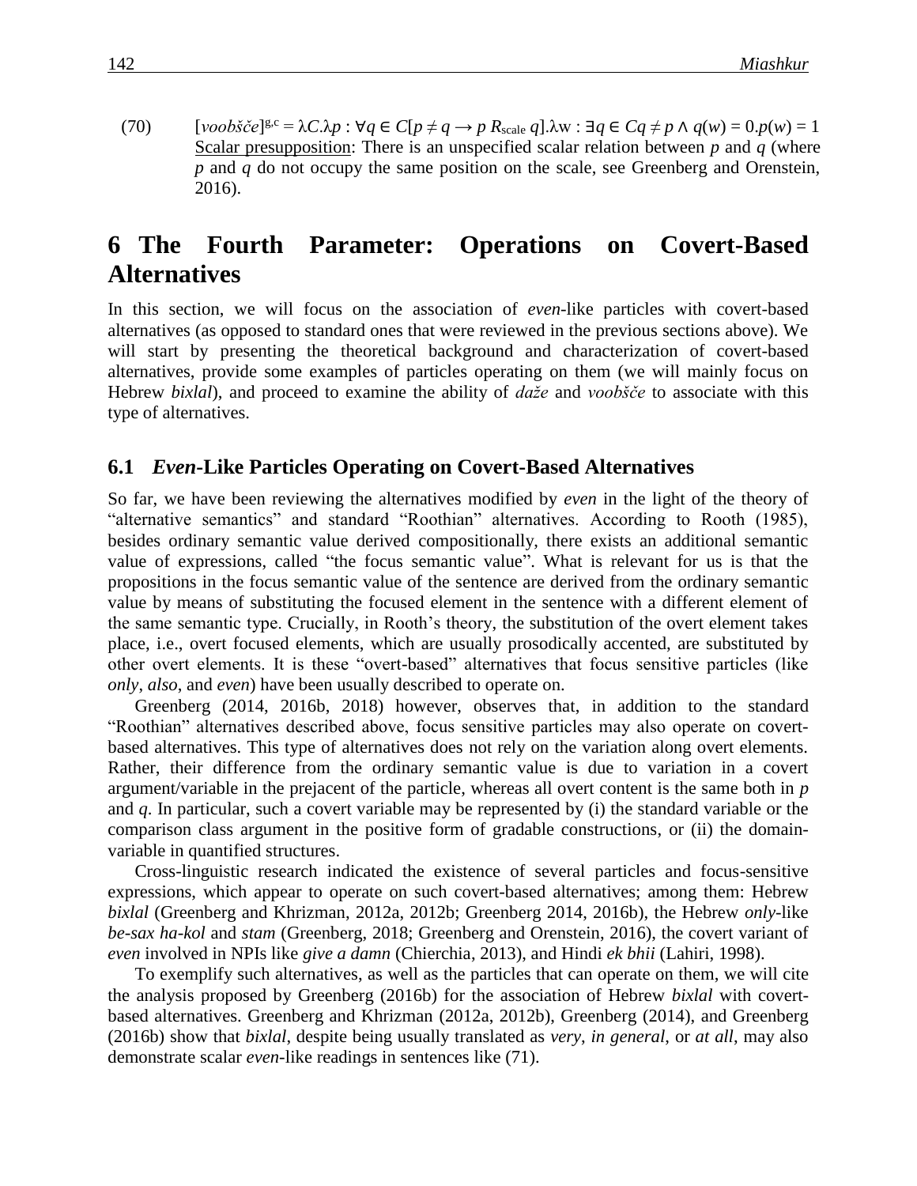(70) $[\![voobšče]\!]^{g,c} = \lambda C.\lambda p : \forall q \in C[p \neq q \rightarrow p\ R_{\text{scale}}\ q].\lambda w : \exists q \in C q \neq p \wedge q(w) = 0.p(w) = 1$

Scalar presupposition: There is an unspecified scalar relation between $p$ and $q$ (where $p$ and $q$ do not occupy the same position on the scale, see Greenberg and Orenstein, 2016).

# 6 The Fourth Parameter: Operations on Covert-Based Alternatives

In this section, we will focus on the association of *even*-like particles with covert-based alternatives (as opposed to standard ones that were reviewed in the previous sections above). We will start by presenting the theoretical background and characterization of covert-based alternatives, provide some examples of particles operating on them (we will mainly focus on Hebrew *bixlal*), and proceed to examine the ability of *daže* and *voobšče* to associate with this type of alternatives.

## 6.1 *Even*-Like Particles Operating on Covert-Based Alternatives

So far, we have been reviewing the alternatives modified by *even* in the light of the theory of "alternative semantics" and standard "Roothian" alternatives. According to Rooth (1985), besides ordinary semantic value derived compositionally, there exists an additional semantic value of expressions, called "the focus semantic value". What is relevant for us is that the propositions in the focus semantic value of the sentence are derived from the ordinary semantic value by means of substituting the focused element in the sentence with a different element of the same semantic type. Crucially, in Rooth's theory, the substitution of the overt element takes place, i.e., overt focused elements, which are usually prosodically accented, are substituted by other overt elements. It is these "overt-based" alternatives that focus sensitive particles (like *only*, *also*, and *even*) have been usually described to operate on.

Greenberg (2014, 2016b, 2018) however, observes that, in addition to the standard "Roothian" alternatives described above, focus sensitive particles may also operate on covert-based alternatives. This type of alternatives does not rely on the variation along overt elements. Rather, their difference from the ordinary semantic value is due to variation in a covert argument/variable in the prejacent of the particle, whereas all overt content is the same both in $p$ and $q$. In particular, such a covert variable may be represented by (i) the standard variable or the comparison class argument in the positive form of gradable constructions, or (ii) the domain-variable in quantified structures.

Cross-linguistic research indicated the existence of several particles and focus-sensitive expressions, which appear to operate on such covert-based alternatives; among them: Hebrew *bixlal* (Greenberg and Khrizman, 2012a, 2012b; Greenberg 2014, 2016b), the Hebrew *only*-like *be-sax ha-kol* and *stam* (Greenberg, 2018; Greenberg and Orenstein, 2016), the covert variant of *even* involved in NPIs like *give a damn* (Chierchia, 2013), and Hindi *ek bhii* (Lahiri, 1998).

To exemplify such alternatives, as well as the particles that can operate on them, we will cite the analysis proposed by Greenberg (2016b) for the association of Hebrew *bixlal* with covert-based alternatives. Greenberg and Khrizman (2012a, 2012b), Greenberg (2014), and Greenberg (2016b) show that *bixlal*, despite being usually translated as *very*, *in general*, or *at all*, may also demonstrate scalar *even*-like readings in sentences like (71).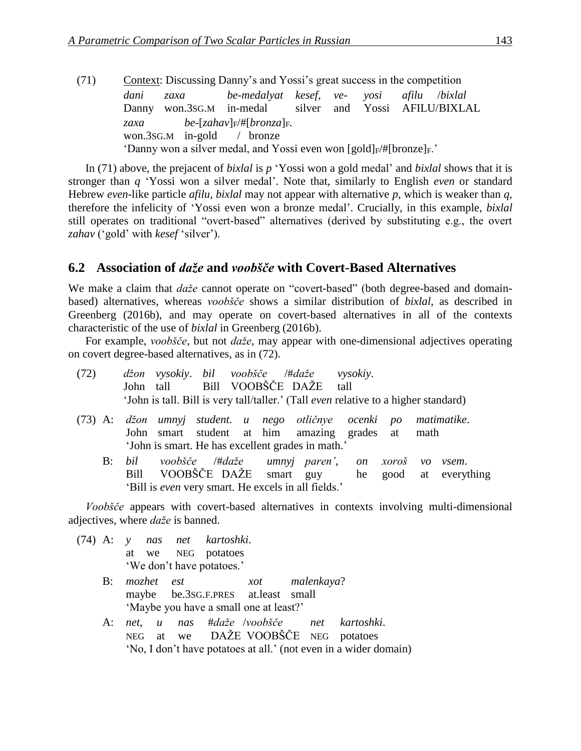(71) Context: Discussing Danny's and Yossi's great success in the competition

*dani* *zaxa* *be-medalyat* *kesef*, *ve-* *yosi* *afilu* /*bixlal*
Danny won.3SG.M in-medal silver and Yossi AFILU/BIXLAL
*zaxa* *be*-[*zahav*]$_F$/#[*bronza*]$_F$.
won.3SG.M in-gold / bronze
'Danny won a silver medal, and Yossi even won [gold]$_F$/#[bronze]$_F$.'

In (71) above, the prejacent of *bixlal* is *p* 'Yossi won a gold medal' and *bixlal* shows that it is stronger than *q* 'Yossi won a silver medal'. Note that, similarly to English *even* or standard Hebrew *even*-like particle *afilu*, *bixlal* may not appear with alternative *p*, which is weaker than *q*, therefore the infelicity of 'Yossi even won a bronze medal'. Crucially, in this example, *bixlal* still operates on traditional "overt-based" alternatives (derived by substituting e.g., the overt *zahav* ('gold' with *kesef* 'silver').

## 6.2 Association of *daže* and *voobšče* with Covert-Based Alternatives

We make a claim that *daže* cannot operate on "covert-based" (both degree-based and domain-based) alternatives, whereas *voobšče* shows a similar distribution of *bixlal,* as described in Greenberg (2016b), and may operate on covert-based alternatives in all of the contexts characteristic of the use of *bixlal* in Greenberg (2016b).

For example, *voobšče*, but not *daže*, may appear with one-dimensional adjectives operating on covert degree-based alternatives, as in (72).

(72) *džon* *vysokiy*. *bil* *voobšče* /#*daže* *vysokiy*.
John tall Bill VOOBŠČE DAŽE tall
'John is tall. Bill is very tall/taller.' (Tall *even* relative to a higher standard)

(73) A: *džon* *umnyj* *student.* *u* *nego* *otličnye* *ocenki* *po* *matimatike*.
John smart student at him amazing grades at math
'John is smart. He has excellent grades in math.'

B: *bil* *voobšče* /#*daže* *umnyj* *paren'*, *on* *xoroš* *vo* *vsem*.
Bill VOOBŠČE DAŽE smart guy he good at everything
'Bill is *even* very smart. He excels in all fields.'

*Voobšče* appears with covert-based alternatives in contexts involving multi-dimensional adjectives, where *daže* is banned.

(74) A: *y* *nas* *net* *kartoshki*.
at we NEG potatoes
'We don't have potatoes.'

B: *mozhet* *est* *xot* *malenkaya*?
maybe be.3SG.F.PRES at.least small
'Maybe you have a small one at least?'

A: *net*, *u* *nas* #*daže* /*voobšče* *net* *kartoshki*.
NEG at we DAŽE VOOBŠČE NEG potatoes
'No, I don't have potatoes at all.' (not even in a wider domain)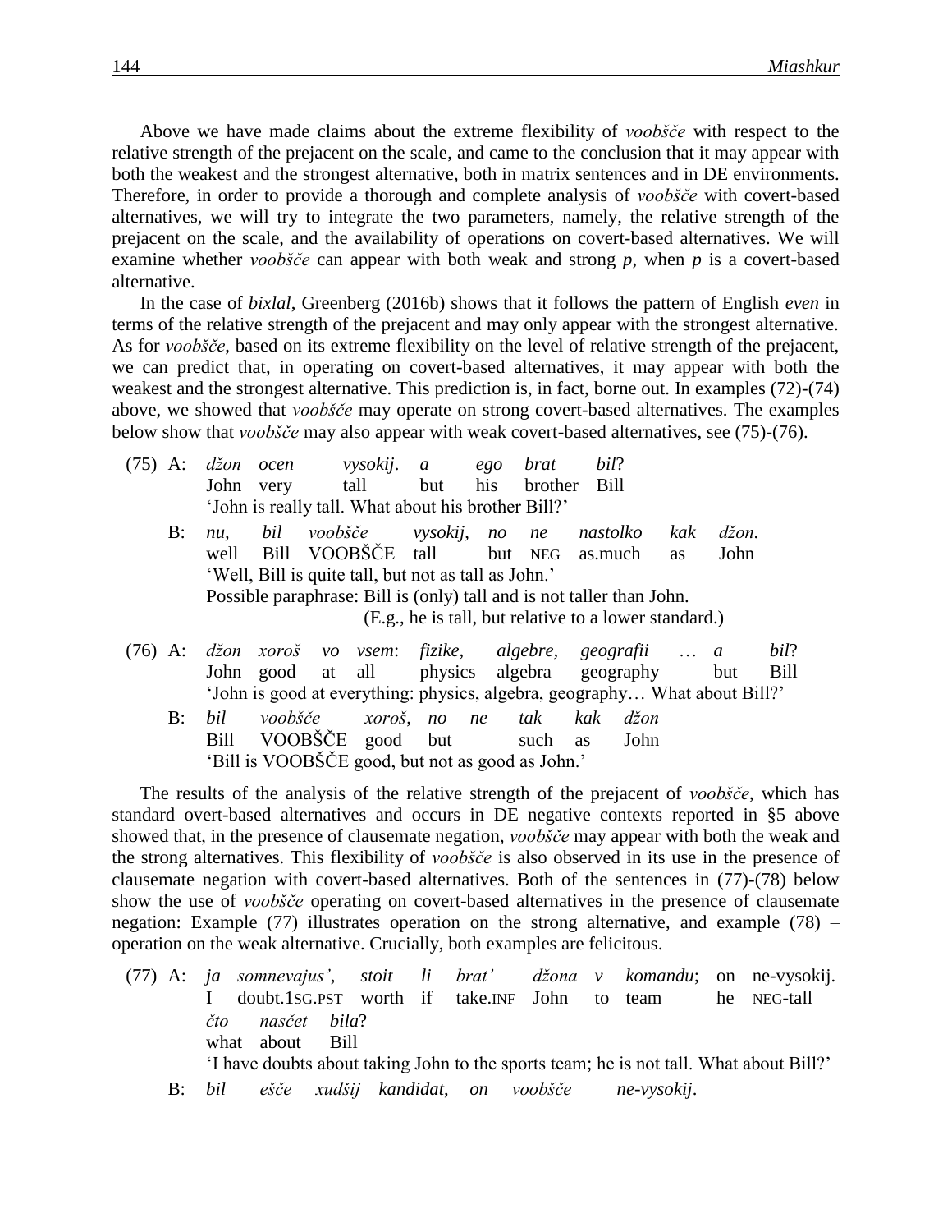Above we have made claims about the extreme flexibility of *voobšče* with respect to the relative strength of the prejacent on the scale, and came to the conclusion that it may appear with both the weakest and the strongest alternative, both in matrix sentences and in DE environments. Therefore, in order to provide a thorough and complete analysis of *voobšče* with covert-based alternatives, we will try to integrate the two parameters, namely, the relative strength of the prejacent on the scale, and the availability of operations on covert-based alternatives. We will examine whether *voobšče* can appear with both weak and strong *p*, when *p* is a covert-based alternative.

In the case of *bixlal*, Greenberg (2016b) shows that it follows the pattern of English *even* in terms of the relative strength of the prejacent and may only appear with the strongest alternative. As for *voobšče*, based on its extreme flexibility on the level of relative strength of the prejacent, we can predict that, in operating on covert-based alternatives, it may appear with both the weakest and the strongest alternative. This prediction is, in fact, borne out. In examples (72)-(74) above, we showed that *voobšče* may operate on strong covert-based alternatives. The examples below show that *voobšče* may also appear with weak covert-based alternatives, see (75)-(76).

(75) A: *džon ocen vysokij. a ego brat bil?*
John very tall but his brother Bill
'John is really tall. What about his brother Bill?'

B: *nu, bil voobšče vysokij, no ne nastolko kak džon.*
well Bill VOOBŠČE tall but NEG as.much as John
'Well, Bill is quite tall, but not as tall as John.'
Possible paraphrase: Bill is (only) tall and is not taller than John.
(E.g., he is tall, but relative to a lower standard.)

(76) A: *džon xoroš vo vsem: fizike, algebre, geografii … a bil?*
John good at all physics algebra geography but Bill
'John is good at everything: physics, algebra, geography… What about Bill?'

B: *bil voobšče xoroš, no ne tak kak džon*
Bill VOOBŠČE good but such as John
'Bill is VOOBŠČE good, but not as good as John.'

The results of the analysis of the relative strength of the prejacent of *voobšče*, which has standard overt-based alternatives and occurs in DE negative contexts reported in §5 above showed that, in the presence of clausemate negation, *voobšče* may appear with both the weak and the strong alternatives. This flexibility of *voobšče* is also observed in its use in the presence of clausemate negation with covert-based alternatives. Both of the sentences in (77)-(78) below show the use of *voobšče* operating on covert-based alternatives in the presence of clausemate negation: Example (77) illustrates operation on the strong alternative, and example (78) – operation on the weak alternative. Crucially, both examples are felicitous.

(77) A: *ja somnevajus', stoit li brat' džona v komandu;* on ne-vysokij.
I doubt.1SG.PST worth if take.INF John to team he NEG-tall
*čto nasčet bila?*
what about Bill
'I have doubts about taking John to the sports team; he is not tall. What about Bill?'

B: *bil ešče xudšij kandidat, on voobšče ne-vysokij.*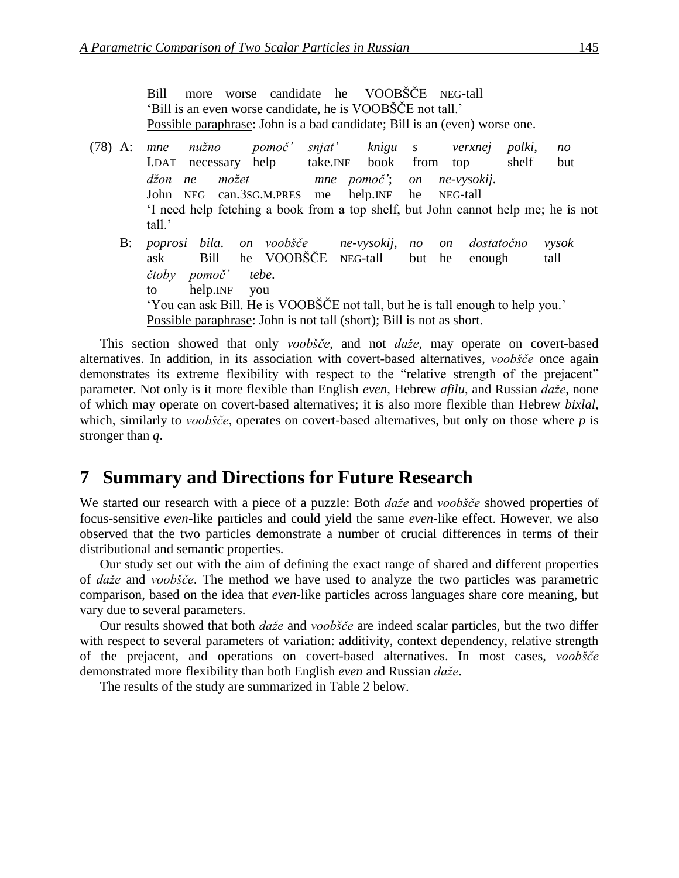Bill more worse candidate he VOOBŠČE NEG-tall
'Bill is an even worse candidate, he is VOOBŠČE not tall.'
Possible paraphrase: John is a bad candidate; Bill is an (even) worse one.

(78) A: *mne nužno pomoč' snjat' knigu s verxnej polki, no*
I.DAT necessary help take.INF book from top shelf but
*džon ne možet mne pomoč'; on ne-vysokij.*
John NEG can.3SG.M.PRES me help.INF he NEG-tall
'I need help fetching a book from a top shelf, but John cannot help me; he is not tall.'

B: *poprosi bila. on voobšče ne-vysokij, no on dostatočno vysok*
ask Bill he VOOBŠČE NEG-tall but he enough tall
*čtoby pomoč' tebe.*
to help.INF you
'You can ask Bill. He is VOOBŠČE not tall, but he is tall enough to help you.'
Possible paraphrase: John is not tall (short); Bill is not as short.

This section showed that only *voobšče*, and not *daže*, may operate on covert-based alternatives. In addition, in its association with covert-based alternatives, *voobšče* once again demonstrates its extreme flexibility with respect to the "relative strength of the prejacent" parameter. Not only is it more flexible than English *even*, Hebrew *afilu*, and Russian *daže*, none of which may operate on covert-based alternatives; it is also more flexible than Hebrew *bixlal*, which, similarly to *voobšče*, operates on covert-based alternatives, but only on those where *p* is stronger than *q*.

## 7 Summary and Directions for Future Research

We started our research with a piece of a puzzle: Both *daže* and *voobšče* showed properties of focus-sensitive *even*-like particles and could yield the same *even*-like effect. However, we also observed that the two particles demonstrate a number of crucial differences in terms of their distributional and semantic properties.

Our study set out with the aim of defining the exact range of shared and different properties of *daže* and *voobšče*. The method we have used to analyze the two particles was parametric comparison, based on the idea that *even*-like particles across languages share core meaning, but vary due to several parameters.

Our results showed that both *daže* and *voobšče* are indeed scalar particles, but the two differ with respect to several parameters of variation: additivity, context dependency, relative strength of the prejacent, and operations on covert-based alternatives. In most cases, *voobšče* demonstrated more flexibility than both English *even* and Russian *daže*.

The results of the study are summarized in Table 2 below.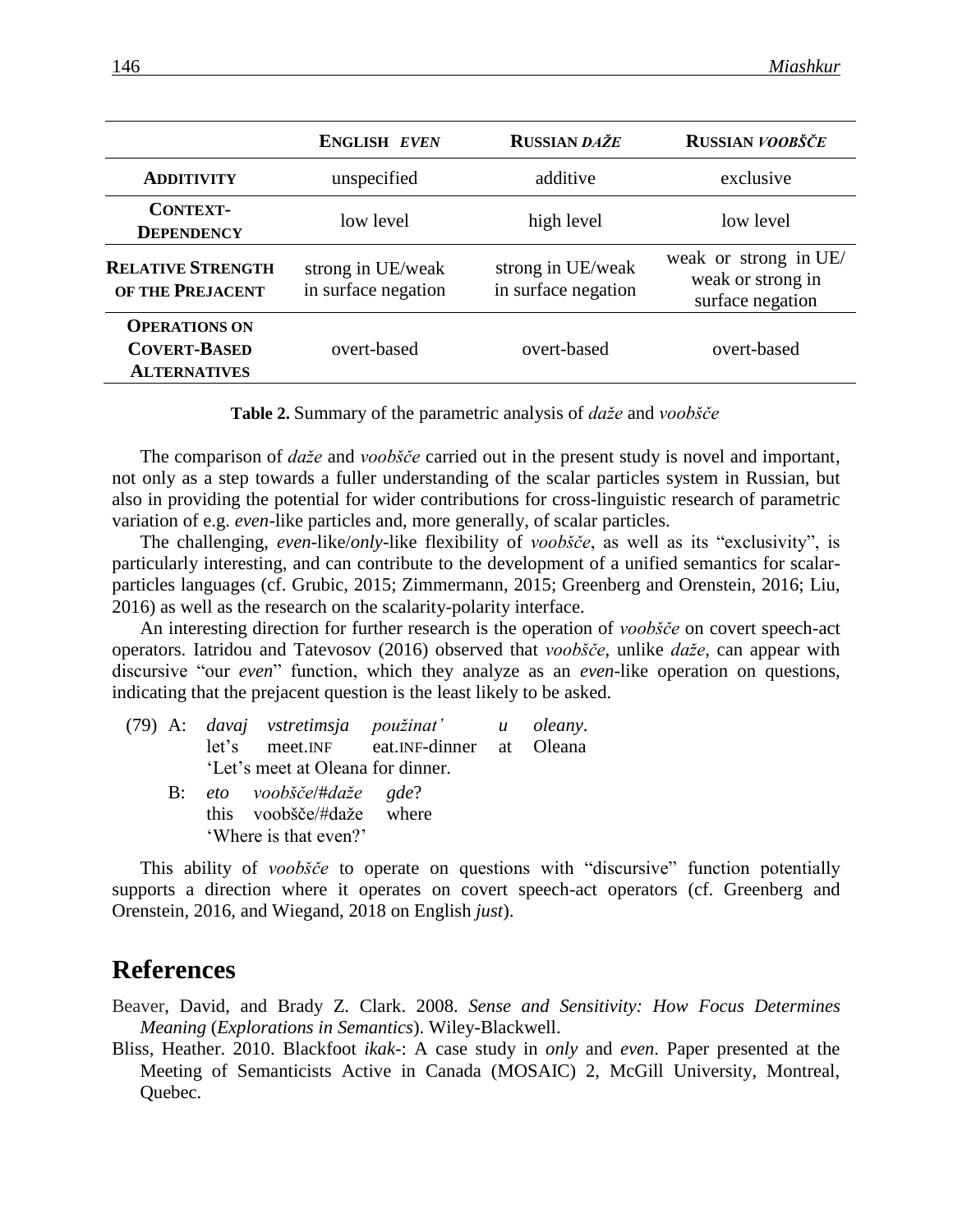|  | **ENGLISH *EVEN*** | **RUSSIAN *DAŽE*** | **RUSSIAN *VOOBŠČE*** |
|---|---|---|---|
| **ADDITIVITY** | unspecified | additive | exclusive |
| **CONTEXT-DEPENDENCY** | low level | high level | low level |
| **RELATIVE STRENGTH OF THE PREJACENT** | strong in UE/weak in surface negation | strong in UE/weak in surface negation | weak or strong in UE/ weak or strong in surface negation |
| **OPERATIONS ON COVERT-BASED ALTERNATIVES** | overt-based | overt-based | overt-based |

**Table 2.** Summary of the parametric analysis of *daže* and *voobšče*

The comparison of *daže* and *voobšče* carried out in the present study is novel and important, not only as a step towards a fuller understanding of the scalar particles system in Russian, but also in providing the potential for wider contributions for cross-linguistic research of parametric variation of e.g. *even*-like particles and, more generally, of scalar particles.

The challenging, *even*-like/*only*-like flexibility of *voobšče*, as well as its "exclusivity", is particularly interesting, and can contribute to the development of a unified semantics for scalar-particles languages (cf. Grubic, 2015; Zimmermann, 2015; Greenberg and Orenstein, 2016; Liu, 2016) as well as the research on the scalarity-polarity interface.

An interesting direction for further research is the operation of *voobšče* on covert speech-act operators. Iatridou and Tatevosov (2016) observed that *voobšče*, unlike *daže*, can appear with discursive "our *even*" function, which they analyze as an *even*-like operation on questions, indicating that the prejacent question is the least likely to be asked.

(79) A: *davaj vstretimsja použinat' u oleany*.
let's meet.INF eat.INF-dinner at Oleana
'Let's meet at Oleana for dinner.

B: *eto voobšče/#daže gde*?
this voobšče/#daže where
'Where is that even?'

This ability of *voobšče* to operate on questions with "discursive" function potentially supports a direction where it operates on covert speech-act operators (cf. Greenberg and Orenstein, 2016, and Wiegand, 2018 on English *just*).

## References

Beaver, David, and Brady Z. Clark. 2008. *Sense and Sensitivity: How Focus Determines Meaning* (*Explorations in Semantics*). Wiley-Blackwell.

Bliss, Heather. 2010. Blackfoot *ikak*-: A case study in *only* and *even*. Paper presented at the Meeting of Semanticists Active in Canada (MOSAIC) 2, McGill University, Montreal, Quebec.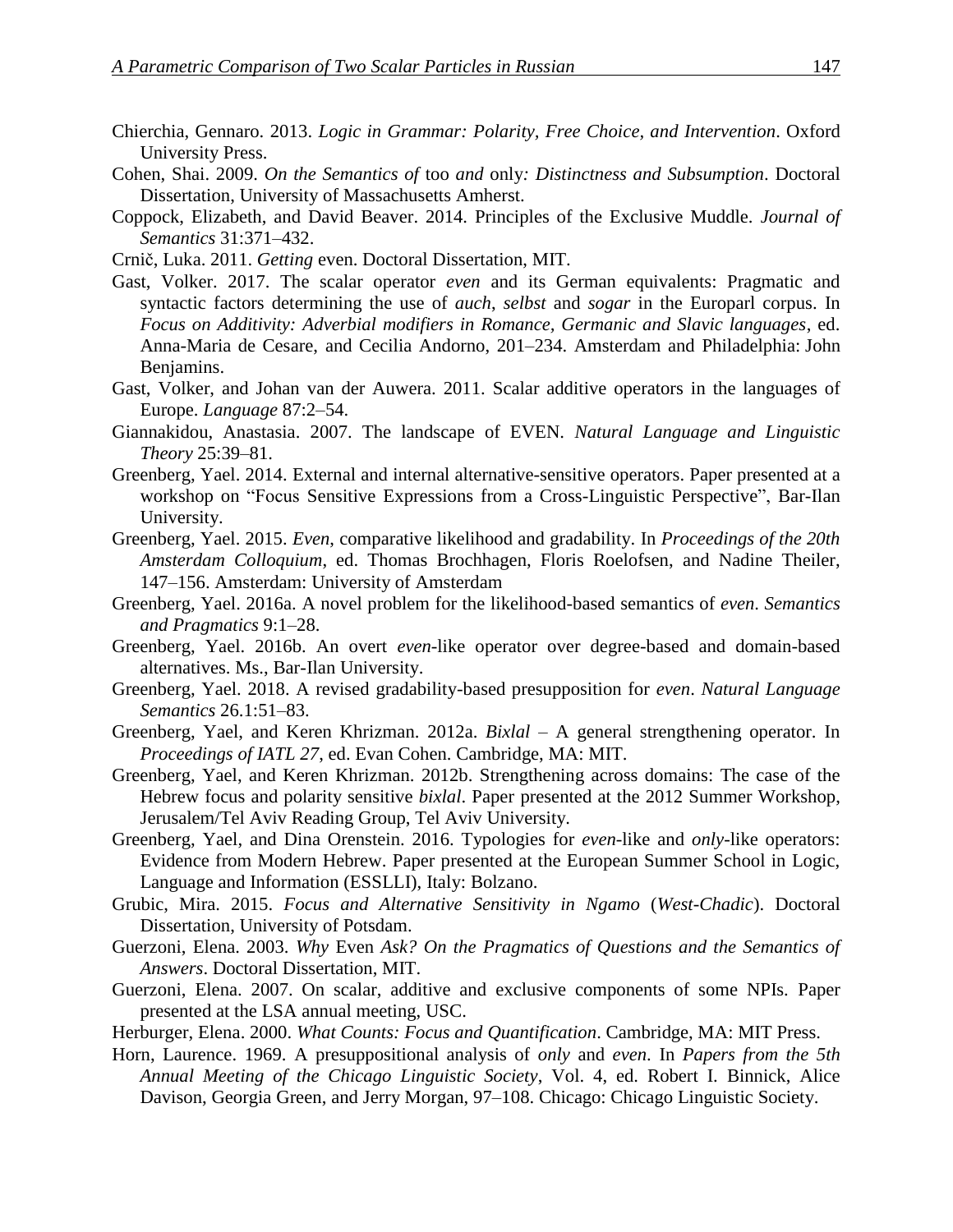Chierchia, Gennaro. 2013. *Logic in Grammar: Polarity, Free Choice, and Intervention*. Oxford University Press.

Cohen, Shai. 2009. *On the Semantics of* too *and* only*: Distinctness and Subsumption*. Doctoral Dissertation, University of Massachusetts Amherst.

Coppock, Elizabeth, and David Beaver. 2014. Principles of the Exclusive Muddle. *Journal of Semantics* 31:371–432.

Crnič, Luka. 2011. *Getting* even. Doctoral Dissertation, MIT.

Gast, Volker. 2017. The scalar operator *even* and its German equivalents: Pragmatic and syntactic factors determining the use of *auch*, *selbst* and *sogar* in the Europarl corpus. In *Focus on Additivity: Adverbial modifiers in Romance, Germanic and Slavic languages*, ed. Anna-Maria de Cesare, and Cecilia Andorno, 201–234. Amsterdam and Philadelphia: John Benjamins.

Gast, Volker, and Johan van der Auwera. 2011. Scalar additive operators in the languages of Europe. *Language* 87:2–54.

Giannakidou, Anastasia. 2007. The landscape of EVEN. *Natural Language and Linguistic Theory* 25:39–81.

Greenberg, Yael. 2014. External and internal alternative-sensitive operators. Paper presented at a workshop on "Focus Sensitive Expressions from a Cross-Linguistic Perspective", Bar-Ilan University.

Greenberg, Yael. 2015. *Even*, comparative likelihood and gradability. In *Proceedings of the 20th Amsterdam Colloquium*, ed. Thomas Brochhagen, Floris Roelofsen, and Nadine Theiler, 147–156. Amsterdam: University of Amsterdam

Greenberg, Yael. 2016a. A novel problem for the likelihood-based semantics of *even*. *Semantics and Pragmatics* 9:1–28.

Greenberg, Yael. 2016b. An overt *even*-like operator over degree-based and domain-based alternatives. Ms., Bar-Ilan University.

Greenberg, Yael. 2018. A revised gradability-based presupposition for *even*. *Natural Language Semantics* 26.1:51–83.

Greenberg, Yael, and Keren Khrizman. 2012a. *Bixlal* – A general strengthening operator. In *Proceedings of IATL 27*, ed. Evan Cohen. Cambridge, MA: MIT.

Greenberg, Yael, and Keren Khrizman. 2012b. Strengthening across domains: The case of the Hebrew focus and polarity sensitive *bixlal*. Paper presented at the 2012 Summer Workshop, Jerusalem/Tel Aviv Reading Group, Tel Aviv University.

Greenberg, Yael, and Dina Orenstein. 2016. Typologies for *even*-like and *only*-like operators: Evidence from Modern Hebrew. Paper presented at the European Summer School in Logic, Language and Information (ESSLLI), Italy: Bolzano.

Grubic, Mira. 2015. *Focus and Alternative Sensitivity in Ngamo* (*West-Chadic*). Doctoral Dissertation, University of Potsdam.

Guerzoni, Elena. 2003. *Why* Even *Ask? On the Pragmatics of Questions and the Semantics of Answers*. Doctoral Dissertation, MIT.

Guerzoni, Elena. 2007. On scalar, additive and exclusive components of some NPIs. Paper presented at the LSA annual meeting, USC.

Herburger, Elena. 2000. *What Counts: Focus and Quantification*. Cambridge, MA: MIT Press.

Horn, Laurence. 1969. A presuppositional analysis of *only* and *even*. In *Papers from the 5th Annual Meeting of the Chicago Linguistic Society*, Vol. 4, ed. Robert I. Binnick, Alice Davison, Georgia Green, and Jerry Morgan, 97–108. Chicago: Chicago Linguistic Society.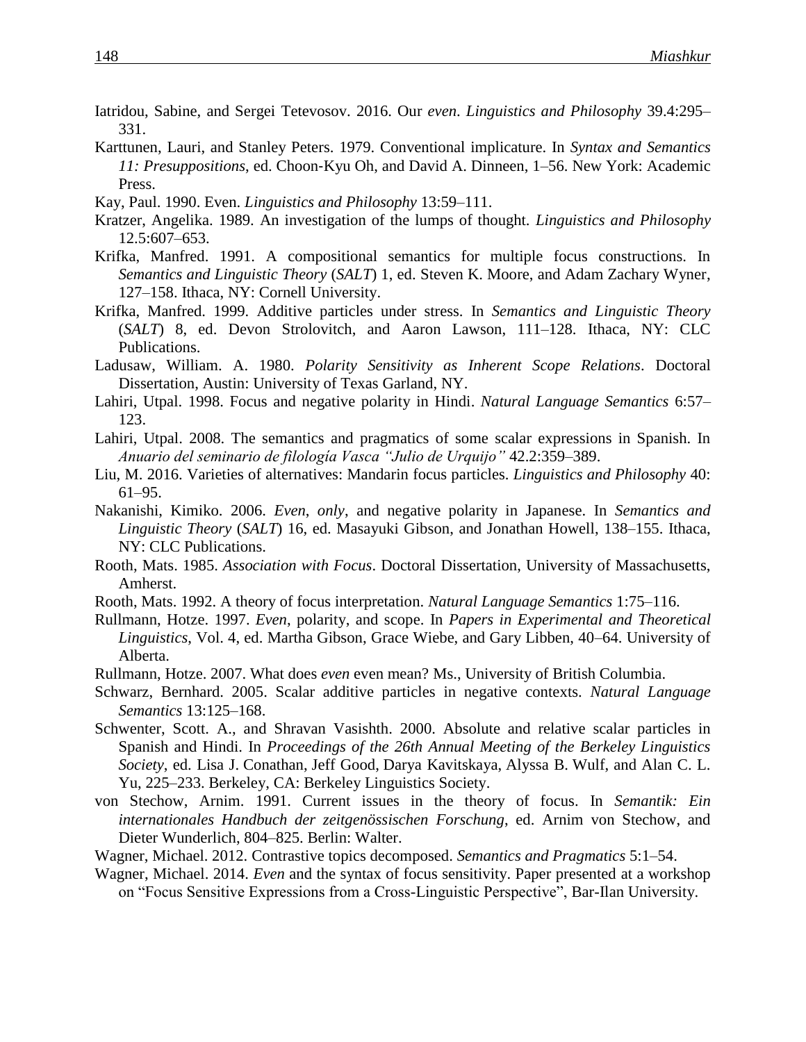Iatridou, Sabine, and Sergei Tetevosov. 2016. Our *even*. *Linguistics and Philosophy* 39.4:295–331.

Karttunen, Lauri, and Stanley Peters. 1979. Conventional implicature. In *Syntax and Semantics 11: Presuppositions*, ed. Choon-Kyu Oh, and David A. Dinneen, 1–56. New York: Academic Press.

Kay, Paul. 1990. Even. *Linguistics and Philosophy* 13:59–111.

Kratzer, Angelika. 1989. An investigation of the lumps of thought. *Linguistics and Philosophy* 12.5:607–653.

Krifka, Manfred. 1991. A compositional semantics for multiple focus constructions. In *Semantics and Linguistic Theory* (*SALT*) 1, ed. Steven K. Moore, and Adam Zachary Wyner, 127–158. Ithaca, NY: Cornell University.

Krifka, Manfred. 1999. Additive particles under stress. In *Semantics and Linguistic Theory* (*SALT*) 8, ed. Devon Strolovitch, and Aaron Lawson, 111–128. Ithaca, NY: CLC Publications.

Ladusaw, William. A. 1980. *Polarity Sensitivity as Inherent Scope Relations*. Doctoral Dissertation, Austin: University of Texas Garland, NY.

Lahiri, Utpal. 1998. Focus and negative polarity in Hindi. *Natural Language Semantics* 6:57–123.

Lahiri, Utpal. 2008. The semantics and pragmatics of some scalar expressions in Spanish. In *Anuario del seminario de filología Vasca "Julio de Urquijo"* 42.2:359–389.

Liu, M. 2016. Varieties of alternatives: Mandarin focus particles. *Linguistics and Philosophy* 40: 61–95.

Nakanishi, Kimiko. 2006. *Even*, *only*, and negative polarity in Japanese. In *Semantics and Linguistic Theory* (*SALT*) 16, ed. Masayuki Gibson, and Jonathan Howell, 138–155. Ithaca, NY: CLC Publications.

Rooth, Mats. 1985. *Association with Focus*. Doctoral Dissertation, University of Massachusetts, Amherst.

Rooth, Mats. 1992. A theory of focus interpretation. *Natural Language Semantics* 1:75–116.

Rullmann, Hotze. 1997. *Even*, polarity, and scope. In *Papers in Experimental and Theoretical Linguistics*, Vol. 4, ed. Martha Gibson, Grace Wiebe, and Gary Libben, 40–64. University of Alberta.

Rullmann, Hotze. 2007. What does *even* even mean? Ms., University of British Columbia.

Schwarz, Bernhard. 2005. Scalar additive particles in negative contexts. *Natural Language Semantics* 13:125–168.

Schwenter, Scott. A., and Shravan Vasishth. 2000. Absolute and relative scalar particles in Spanish and Hindi. In *Proceedings of the 26th Annual Meeting of the Berkeley Linguistics Society*, ed. Lisa J. Conathan, Jeff Good, Darya Kavitskaya, Alyssa B. Wulf, and Alan C. L. Yu, 225–233. Berkeley, CA: Berkeley Linguistics Society.

von Stechow, Arnim. 1991. Current issues in the theory of focus. In *Semantik: Ein internationales Handbuch der zeitgenössischen Forschung*, ed. Arnim von Stechow, and Dieter Wunderlich, 804–825. Berlin: Walter.

Wagner, Michael. 2012. Contrastive topics decomposed. *Semantics and Pragmatics* 5:1–54.

Wagner, Michael. 2014. *Even* and the syntax of focus sensitivity. Paper presented at a workshop on "Focus Sensitive Expressions from a Cross-Linguistic Perspective", Bar-Ilan University.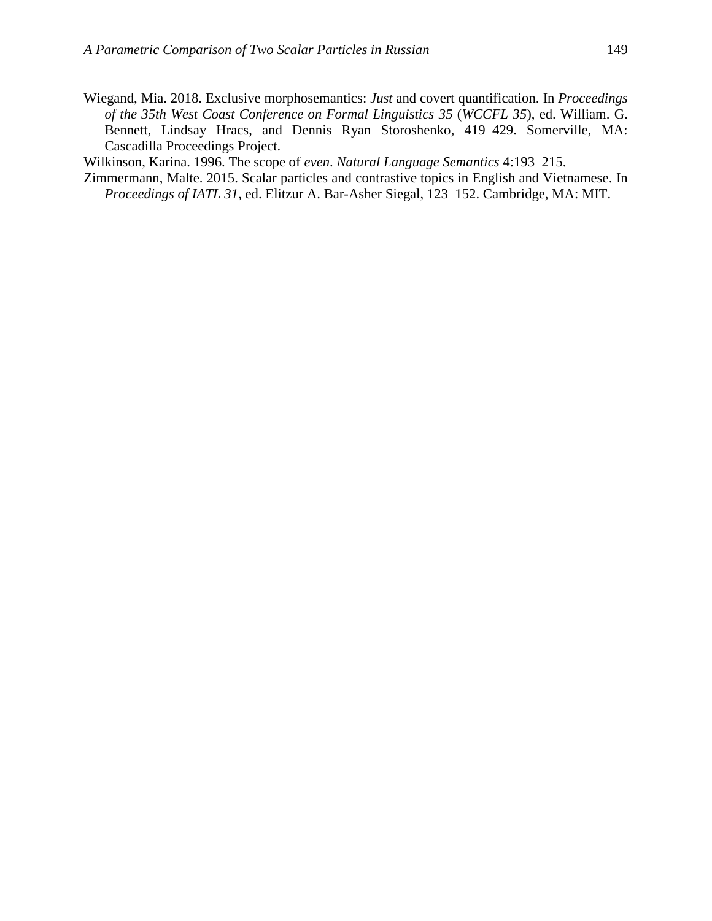Wiegand, Mia. 2018. Exclusive morphosemantics: *Just* and covert quantification. In *Proceedings of the 35th West Coast Conference on Formal Linguistics 35* (*WCCFL 35*), ed. William. G. Bennett, Lindsay Hracs, and Dennis Ryan Storoshenko, 419–429. Somerville, MA: Cascadilla Proceedings Project.

Wilkinson, Karina. 1996. The scope of *even*. *Natural Language Semantics* 4:193–215.

Zimmermann, Malte. 2015. Scalar particles and contrastive topics in English and Vietnamese. In *Proceedings of IATL 31*, ed. Elitzur A. Bar-Asher Siegal, 123–152. Cambridge, MA: MIT.